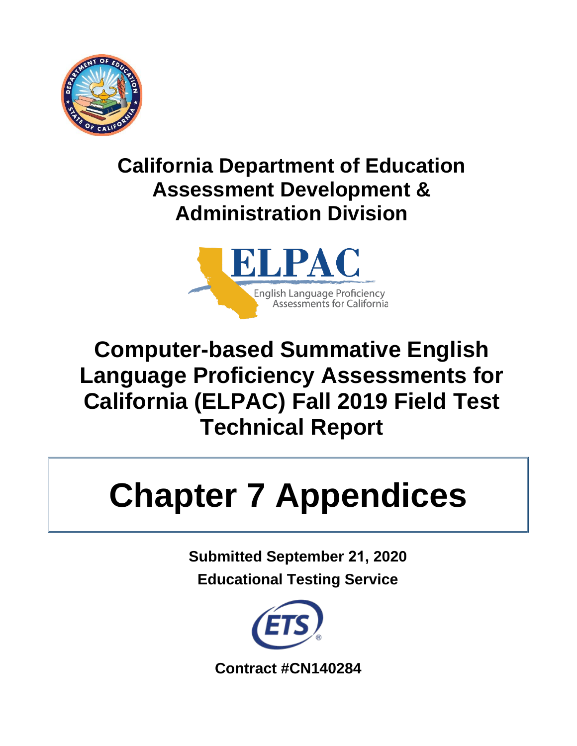# California Department of Education
# Assessment Development & Administration Division

ELPAC
English Language Proficiency Assessments for California

# Computer-based Summative English Language Proficiency Assessments for California (ELPAC) Fall 2019 Field Test Technical Report

# Chapter 7 Appendices

**Submitted September 21, 2020**

**Educational Testing Service**

**Contract #CN140284**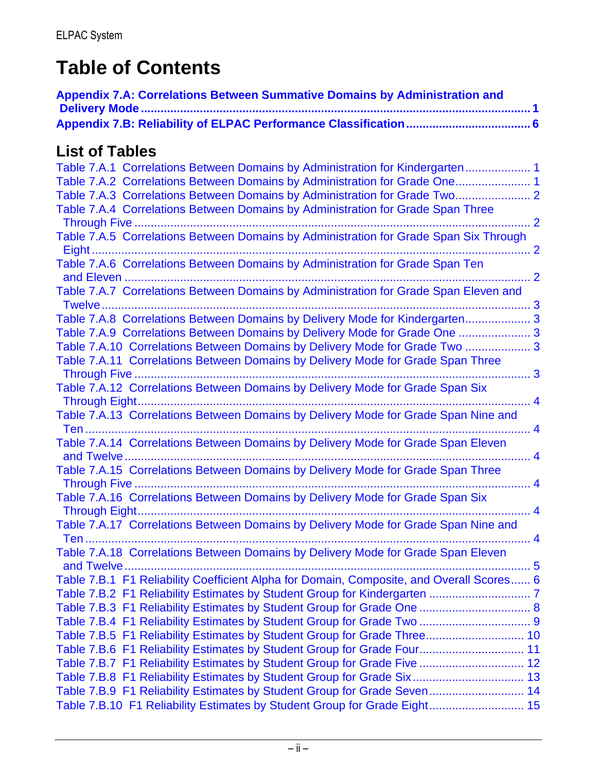# Table of Contents

**Appendix 7.A: Correlations Between Summative Domains by Administration and Delivery Mode ........ 1**
**Appendix 7.B: Reliability of ELPAC Performance Classification ........ 6**

## List of Tables

Table 7.A.1 Correlations Between Domains by Administration for Kindergarten ........ 1
Table 7.A.2 Correlations Between Domains by Administration for Grade One ........ 1
Table 7.A.3 Correlations Between Domains by Administration for Grade Two ........ 2
Table 7.A.4 Correlations Between Domains by Administration for Grade Span Three Through Five ........ 2
Table 7.A.5 Correlations Between Domains by Administration for Grade Span Six Through Eight ........ 2
Table 7.A.6 Correlations Between Domains by Administration for Grade Span Ten and Eleven ........ 2
Table 7.A.7 Correlations Between Domains by Administration for Grade Span Eleven and Twelve ........ 3
Table 7.A.8 Correlations Between Domains by Delivery Mode for Kindergarten ........ 3
Table 7.A.9 Correlations Between Domains by Delivery Mode for Grade One ........ 3
Table 7.A.10 Correlations Between Domains by Delivery Mode for Grade Two ........ 3
Table 7.A.11 Correlations Between Domains by Delivery Mode for Grade Span Three Through Five ........ 3
Table 7.A.12 Correlations Between Domains by Delivery Mode for Grade Span Six Through Eight ........ 4
Table 7.A.13 Correlations Between Domains by Delivery Mode for Grade Span Nine and Ten ........ 4
Table 7.A.14 Correlations Between Domains by Delivery Mode for Grade Span Eleven and Twelve ........ 4
Table 7.A.15 Correlations Between Domains by Delivery Mode for Grade Span Three Through Five ........ 4
Table 7.A.16 Correlations Between Domains by Delivery Mode for Grade Span Six Through Eight ........ 4
Table 7.A.17 Correlations Between Domains by Delivery Mode for Grade Span Nine and Ten ........ 4
Table 7.A.18 Correlations Between Domains by Delivery Mode for Grade Span Eleven and Twelve ........ 5
Table 7.B.1 F1 Reliability Coefficient Alpha for Domain, Composite, and Overall Scores ........ 6
Table 7.B.2 F1 Reliability Estimates by Student Group for Kindergarten ........ 7
Table 7.B.3 F1 Reliability Estimates by Student Group for Grade One ........ 8
Table 7.B.4 F1 Reliability Estimates by Student Group for Grade Two ........ 9
Table 7.B.5 F1 Reliability Estimates by Student Group for Grade Three ........ 10
Table 7.B.6 F1 Reliability Estimates by Student Group for Grade Four ........ 11
Table 7.B.7 F1 Reliability Estimates by Student Group for Grade Five ........ 12
Table 7.B.8 F1 Reliability Estimates by Student Group for Grade Six ........ 13
Table 7.B.9 F1 Reliability Estimates by Student Group for Grade Seven ........ 14
Table 7.B.10 F1 Reliability Estimates by Student Group for Grade Eight ........ 15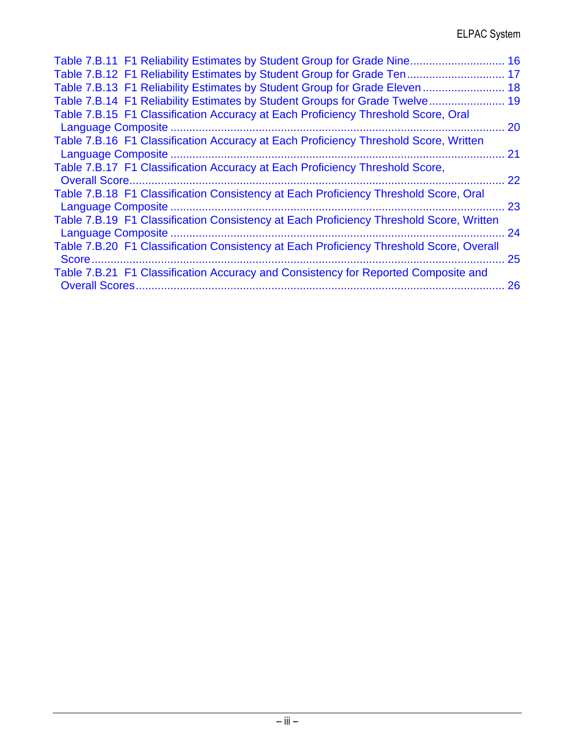Table 7.B.11 F1 Reliability Estimates by Student Group for Grade Nine ............................. 16
Table 7.B.12 F1 Reliability Estimates by Student Group for Grade Ten ............................... 17
Table 7.B.13 F1 Reliability Estimates by Student Group for Grade Eleven .......................... 18
Table 7.B.14 F1 Reliability Estimates by Student Groups for Grade Twelve ........................ 19
Table 7.B.15 F1 Classification Accuracy at Each Proficiency Threshold Score, Oral Language Composite ......................................................................................................... 20
Table 7.B.16 F1 Classification Accuracy at Each Proficiency Threshold Score, Written Language Composite ......................................................................................................... 21
Table 7.B.17 F1 Classification Accuracy at Each Proficiency Threshold Score, Overall Score ......................................................................................................................... 22
Table 7.B.18 F1 Classification Consistency at Each Proficiency Threshold Score, Oral Language Composite ......................................................................................................... 23
Table 7.B.19 F1 Classification Consistency at Each Proficiency Threshold Score, Written Language Composite ......................................................................................................... 24
Table 7.B.20 F1 Classification Consistency at Each Proficiency Threshold Score, Overall Score ......................................................................................................................... 25
Table 7.B.21 F1 Classification Accuracy and Consistency for Reported Composite and Overall Scores ..................................................................................................................... 26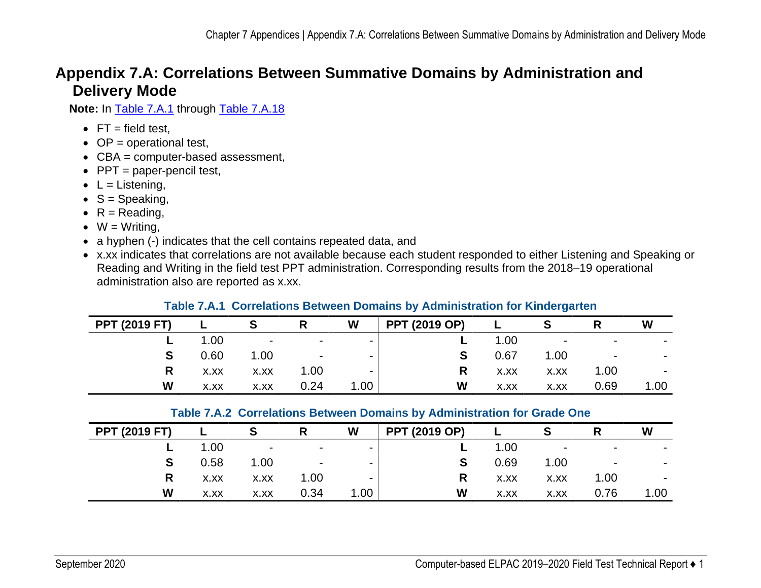# Appendix 7.A: Correlations Between Summative Domains by Administration and Delivery Mode

**Note:** In Table 7.A.1 through Table 7.A.18

- FT = field test,
- OP = operational test,
- CBA = computer-based assessment,
- PPT = paper-pencil test,
- L = Listening,
- S = Speaking,
- R = Reading,
- W = Writing,
- a hyphen (-) indicates that the cell contains repeated data, and
- x.xx indicates that correlations are not available because each student responded to either Listening and Speaking or Reading and Writing in the field test PPT administration. Corresponding results from the 2018–19 operational administration also are reported as x.xx.

**Table 7.A.1 Correlations Between Domains by Administration for Kindergarten**

| PPT (2019 FT) | L | S | R | W | PPT (2019 OP) | L | S | R | W |
|---|---|---|---|---|---|---|---|---|---|
| L | 1.00 | - | - | - | L | 1.00 | - | - | - |
| S | 0.60 | 1.00 | - | - | S | 0.67 | 1.00 | - | - |
| R | x.xx | x.xx | 1.00 | - | R | x.xx | x.xx | 1.00 | - |
| W | x.xx | x.xx | 0.24 | 1.00 | W | x.xx | x.xx | 0.69 | 1.00 |

**Table 7.A.2 Correlations Between Domains by Administration for Grade One**

| PPT (2019 FT) | L | S | R | W | PPT (2019 OP) | L | S | R | W |
|---|---|---|---|---|---|---|---|---|---|
| L | 1.00 | - | - | - | L | 1.00 | - | - | - |
| S | 0.58 | 1.00 | - | - | S | 0.69 | 1.00 | - | - |
| R | x.xx | x.xx | 1.00 | - | R | x.xx | x.xx | 1.00 | - |
| W | x.xx | x.xx | 0.34 | 1.00 | W | x.xx | x.xx | 0.76 | 1.00 |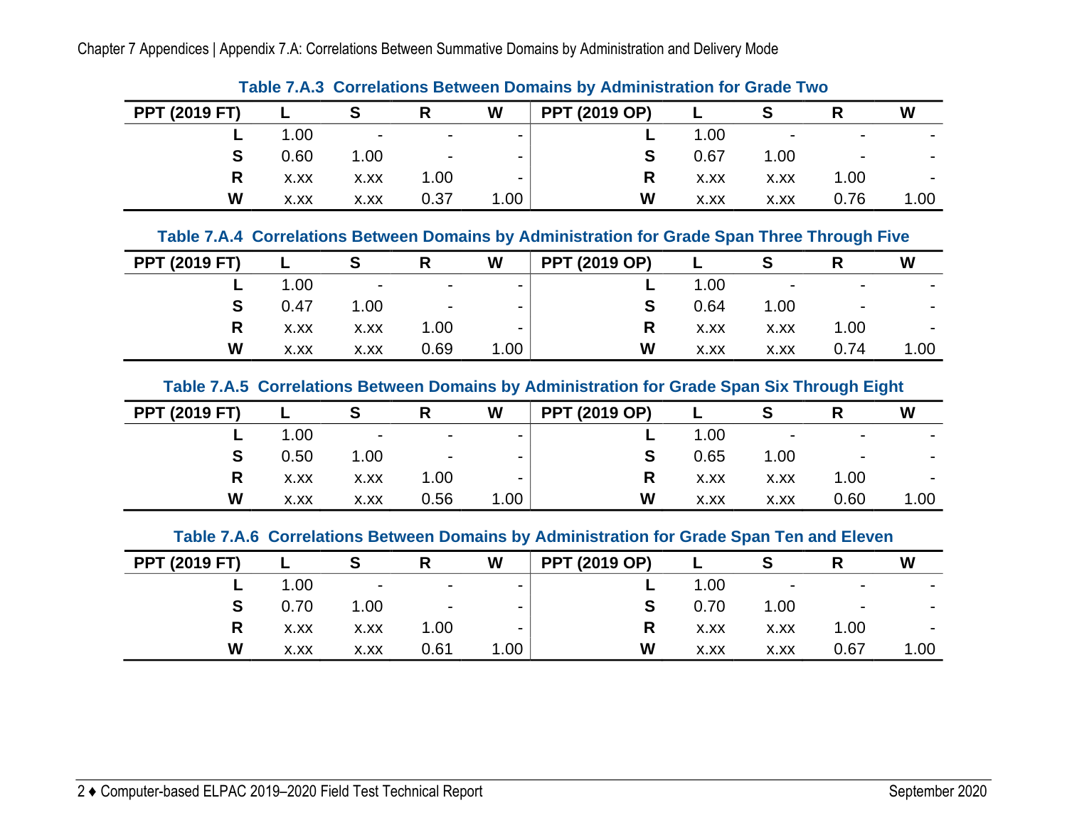### Table 7.A.3 Correlations Between Domains by Administration for Grade Two

| PPT (2019 FT) | L | S | R | W | PPT (2019 OP) | L | S | R | W |
|---|---|---|---|---|---|---|---|---|---|
| L | 1.00 | - | - | - | L | 1.00 | - | - | - |
| S | 0.60 | 1.00 | - | - | S | 0.67 | 1.00 | - | - |
| R | x.xx | x.xx | 1.00 | - | R | x.xx | x.xx | 1.00 | - |
| W | x.xx | x.xx | 0.37 | 1.00 | W | x.xx | x.xx | 0.76 | 1.00 |

### Table 7.A.4 Correlations Between Domains by Administration for Grade Span Three Through Five

| PPT (2019 FT) | L | S | R | W | PPT (2019 OP) | L | S | R | W |
|---|---|---|---|---|---|---|---|---|---|
| L | 1.00 | - | - | - | L | 1.00 | - | - | - |
| S | 0.47 | 1.00 | - | - | S | 0.64 | 1.00 | - | - |
| R | x.xx | x.xx | 1.00 | - | R | x.xx | x.xx | 1.00 | - |
| W | x.xx | x.xx | 0.69 | 1.00 | W | x.xx | x.xx | 0.74 | 1.00 |

### Table 7.A.5 Correlations Between Domains by Administration for Grade Span Six Through Eight

| PPT (2019 FT) | L | S | R | W | PPT (2019 OP) | L | S | R | W |
|---|---|---|---|---|---|---|---|---|---|
| L | 1.00 | - | - | - | L | 1.00 | - | - | - |
| S | 0.50 | 1.00 | - | - | S | 0.65 | 1.00 | - | - |
| R | x.xx | x.xx | 1.00 | - | R | x.xx | x.xx | 1.00 | - |
| W | x.xx | x.xx | 0.56 | 1.00 | W | x.xx | x.xx | 0.60 | 1.00 |

### Table 7.A.6 Correlations Between Domains by Administration for Grade Span Ten and Eleven

| PPT (2019 FT) | L | S | R | W | PPT (2019 OP) | L | S | R | W |
|---|---|---|---|---|---|---|---|---|---|
| L | 1.00 | - | - | - | L | 1.00 | - | - | - |
| S | 0.70 | 1.00 | - | - | S | 0.70 | 1.00 | - | - |
| R | x.xx | x.xx | 1.00 | - | R | x.xx | x.xx | 1.00 | - |
| W | x.xx | x.xx | 0.61 | 1.00 | W | x.xx | x.xx | 0.67 | 1.00 |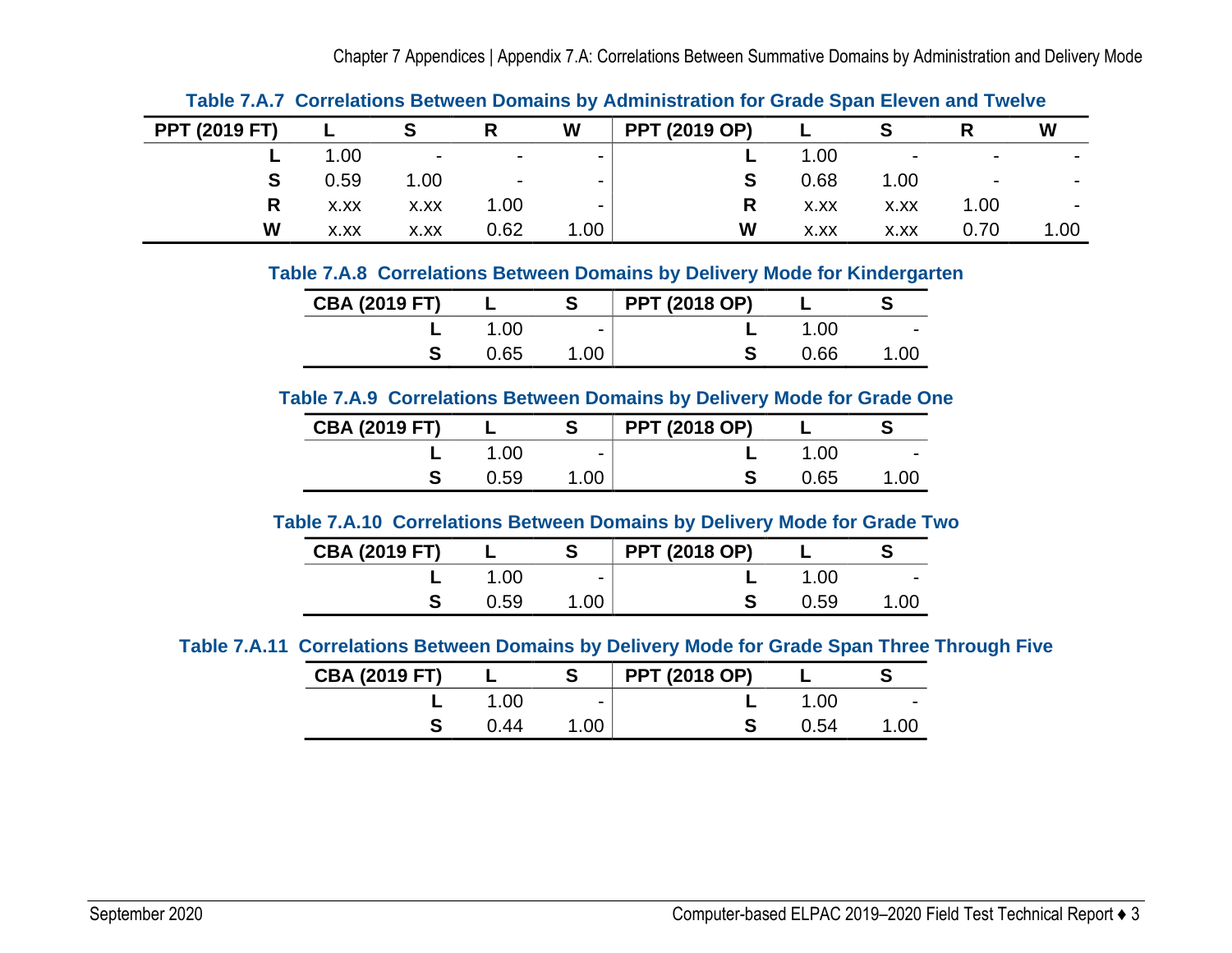**Table 7.A.7 Correlations Between Domains by Administration for Grade Span Eleven and Twelve**

| PPT (2019 FT) | L | S | R | W | PPT (2019 OP) | L | S | R | W |
|---|---|---|---|---|---|---|---|---|---|
| **L** | 1.00 | - | - | - | **L** | 1.00 | - | - | - |
| **S** | 0.59 | 1.00 | - | - | **S** | 0.68 | 1.00 | - | - |
| **R** | x.xx | x.xx | 1.00 | - | **R** | x.xx | x.xx | 1.00 | - |
| **W** | x.xx | x.xx | 0.62 | 1.00 | **W** | x.xx | x.xx | 0.70 | 1.00 |

**Table 7.A.8 Correlations Between Domains by Delivery Mode for Kindergarten**

| CBA (2019 FT) | L | S | PPT (2018 OP) | L | S |
|---|---|---|---|---|---|
| **L** | 1.00 | - | **L** | 1.00 | - |
| **S** | 0.65 | 1.00 | **S** | 0.66 | 1.00 |

**Table 7.A.9 Correlations Between Domains by Delivery Mode for Grade One**

| CBA (2019 FT) | L | S | PPT (2018 OP) | L | S |
|---|---|---|---|---|---|
| **L** | 1.00 | - | **L** | 1.00 | - |
| **S** | 0.59 | 1.00 | **S** | 0.65 | 1.00 |

**Table 7.A.10 Correlations Between Domains by Delivery Mode for Grade Two**

| CBA (2019 FT) | L | S | PPT (2018 OP) | L | S |
|---|---|---|---|---|---|
| **L** | 1.00 | - | **L** | 1.00 | - |
| **S** | 0.59 | 1.00 | **S** | 0.59 | 1.00 |

**Table 7.A.11 Correlations Between Domains by Delivery Mode for Grade Span Three Through Five**

| CBA (2019 FT) | L | S | PPT (2018 OP) | L | S |
|---|---|---|---|---|---|
| **L** | 1.00 | - | **L** | 1.00 | - |
| **S** | 0.44 | 1.00 | **S** | 0.54 | 1.00 |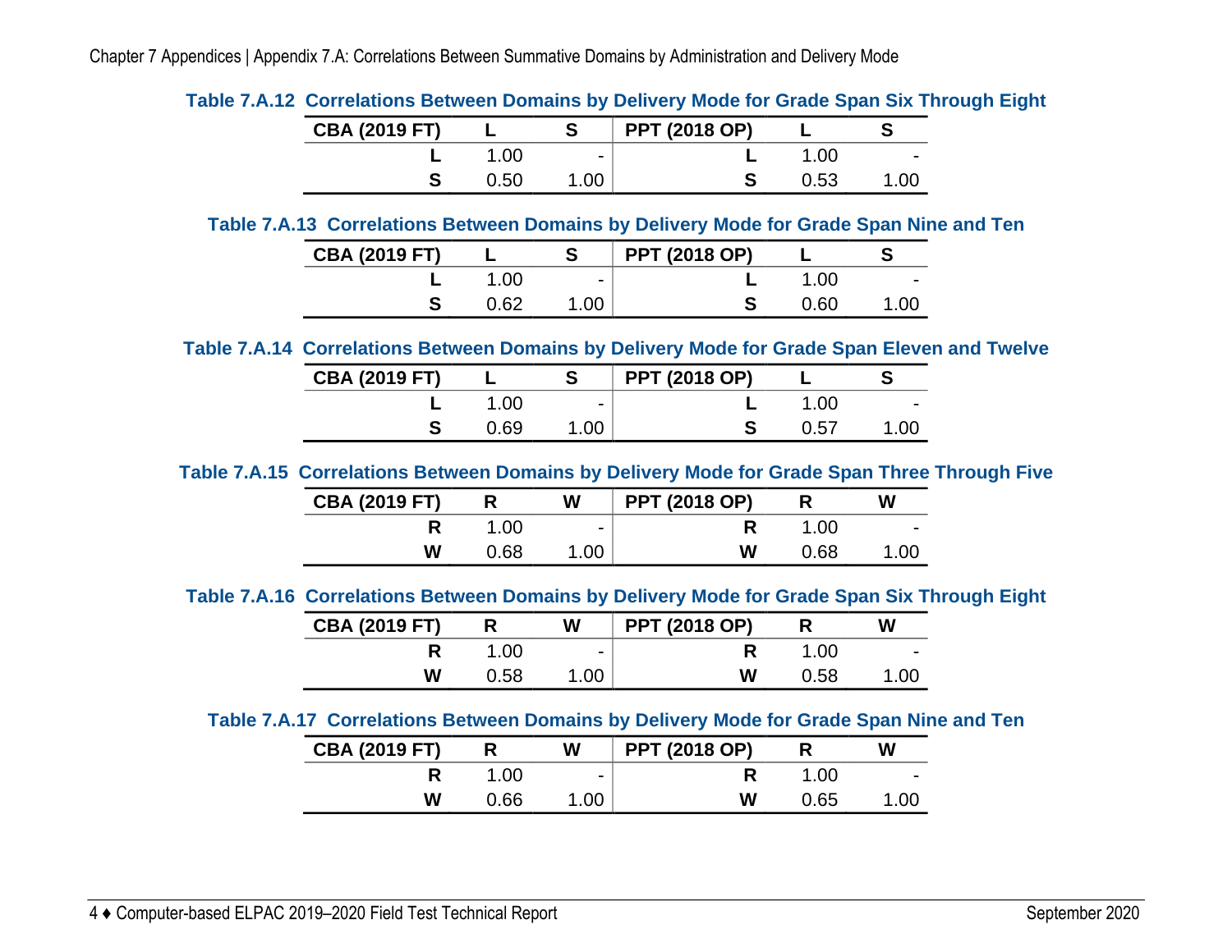**Table 7.A.12 Correlations Between Domains by Delivery Mode for Grade Span Six Through Eight**

| CBA (2019 FT) | L | S | PPT (2018 OP) | L | S |
|---|---|---|---|---|---|
| L | 1.00 | - | L | 1.00 | - |
| S | 0.50 | 1.00 | S | 0.53 | 1.00 |

**Table 7.A.13 Correlations Between Domains by Delivery Mode for Grade Span Nine and Ten**

| CBA (2019 FT) | L | S | PPT (2018 OP) | L | S |
|---|---|---|---|---|---|
| L | 1.00 | - | L | 1.00 | - |
| S | 0.62 | 1.00 | S | 0.60 | 1.00 |

**Table 7.A.14 Correlations Between Domains by Delivery Mode for Grade Span Eleven and Twelve**

| CBA (2019 FT) | L | S | PPT (2018 OP) | L | S |
|---|---|---|---|---|---|
| L | 1.00 | - | L | 1.00 | - |
| S | 0.69 | 1.00 | S | 0.57 | 1.00 |

**Table 7.A.15 Correlations Between Domains by Delivery Mode for Grade Span Three Through Five**

| CBA (2019 FT) | R | W | PPT (2018 OP) | R | W |
|---|---|---|---|---|---|
| R | 1.00 | - | R | 1.00 | - |
| W | 0.68 | 1.00 | W | 0.68 | 1.00 |

**Table 7.A.16 Correlations Between Domains by Delivery Mode for Grade Span Six Through Eight**

| CBA (2019 FT) | R | W | PPT (2018 OP) | R | W |
|---|---|---|---|---|---|
| R | 1.00 | - | R | 1.00 | - |
| W | 0.58 | 1.00 | W | 0.58 | 1.00 |

**Table 7.A.17 Correlations Between Domains by Delivery Mode for Grade Span Nine and Ten**

| CBA (2019 FT) | R | W | PPT (2018 OP) | R | W |
|---|---|---|---|---|---|
| R | 1.00 | - | R | 1.00 | - |
| W | 0.66 | 1.00 | W | 0.65 | 1.00 |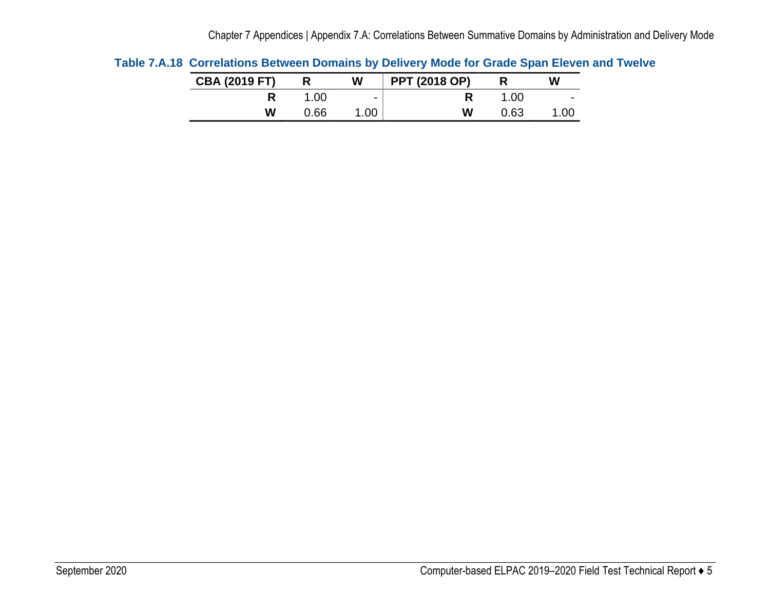**Table 7.A.18 Correlations Between Domains by Delivery Mode for Grade Span Eleven and Twelve**

| CBA (2019 FT) | R | W | PPT (2018 OP) | R | W |
|---|---|---|---|---|---|
| **R** | 1.00 | - | **R** | 1.00 | - |
| **W** | 0.66 | 1.00 | **W** | 0.63 | 1.00 |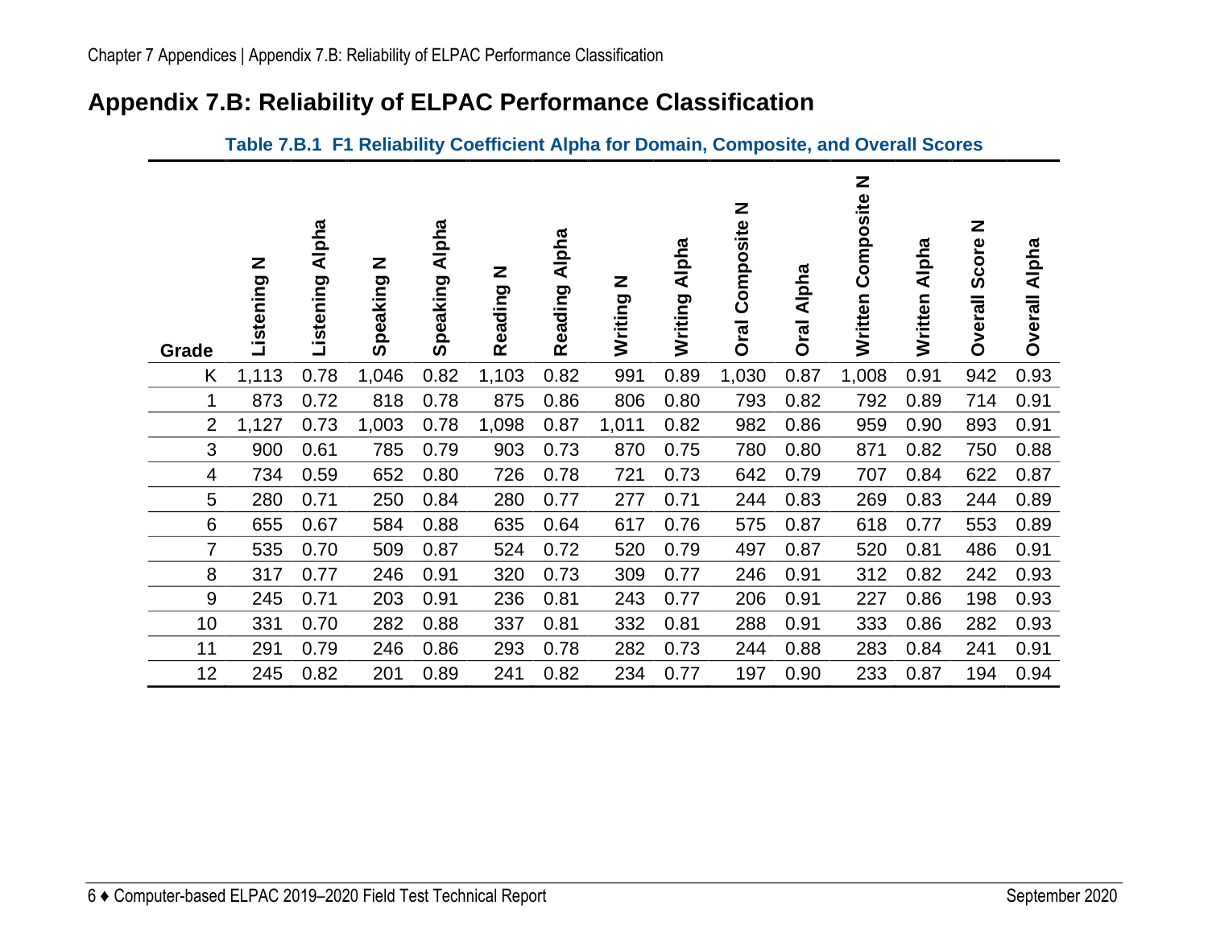## Appendix 7.B: Reliability of ELPAC Performance Classification

**Table 7.B.1 F1 Reliability Coefficient Alpha for Domain, Composite, and Overall Scores**

| Grade | Listening N | Listening Alpha | Speaking N | Speaking Alpha | Reading N | Reading Alpha | Writing N | Writing Alpha | Oral Composite N | Oral Alpha | Written Composite N | Written Alpha | Overall Score N | Overall Alpha |
|---|---|---|---|---|---|---|---|---|---|---|---|---|---|---|
| K | 1,113 | 0.78 | 1,046 | 0.82 | 1,103 | 0.82 | 991 | 0.89 | 1,030 | 0.87 | 1,008 | 0.91 | 942 | 0.93 |
| 1 | 873 | 0.72 | 818 | 0.78 | 875 | 0.86 | 806 | 0.80 | 793 | 0.82 | 792 | 0.89 | 714 | 0.91 |
| 2 | 1,127 | 0.73 | 1,003 | 0.78 | 1,098 | 0.87 | 1,011 | 0.82 | 982 | 0.86 | 959 | 0.90 | 893 | 0.91 |
| 3 | 900 | 0.61 | 785 | 0.79 | 903 | 0.73 | 870 | 0.75 | 780 | 0.80 | 871 | 0.82 | 750 | 0.88 |
| 4 | 734 | 0.59 | 652 | 0.80 | 726 | 0.78 | 721 | 0.73 | 642 | 0.79 | 707 | 0.84 | 622 | 0.87 |
| 5 | 280 | 0.71 | 250 | 0.84 | 280 | 0.77 | 277 | 0.71 | 244 | 0.83 | 269 | 0.83 | 244 | 0.89 |
| 6 | 655 | 0.67 | 584 | 0.88 | 635 | 0.64 | 617 | 0.76 | 575 | 0.87 | 618 | 0.77 | 553 | 0.89 |
| 7 | 535 | 0.70 | 509 | 0.87 | 524 | 0.72 | 520 | 0.79 | 497 | 0.87 | 520 | 0.81 | 486 | 0.91 |
| 8 | 317 | 0.77 | 246 | 0.91 | 320 | 0.73 | 309 | 0.77 | 246 | 0.91 | 312 | 0.82 | 242 | 0.93 |
| 9 | 245 | 0.71 | 203 | 0.91 | 236 | 0.81 | 243 | 0.77 | 206 | 0.91 | 227 | 0.86 | 198 | 0.93 |
| 10 | 331 | 0.70 | 282 | 0.88 | 337 | 0.81 | 332 | 0.81 | 288 | 0.91 | 333 | 0.86 | 282 | 0.93 |
| 11 | 291 | 0.79 | 246 | 0.86 | 293 | 0.78 | 282 | 0.73 | 244 | 0.88 | 283 | 0.84 | 241 | 0.91 |
| 12 | 245 | 0.82 | 201 | 0.89 | 241 | 0.82 | 234 | 0.77 | 197 | 0.90 | 233 | 0.87 | 194 | 0.94 |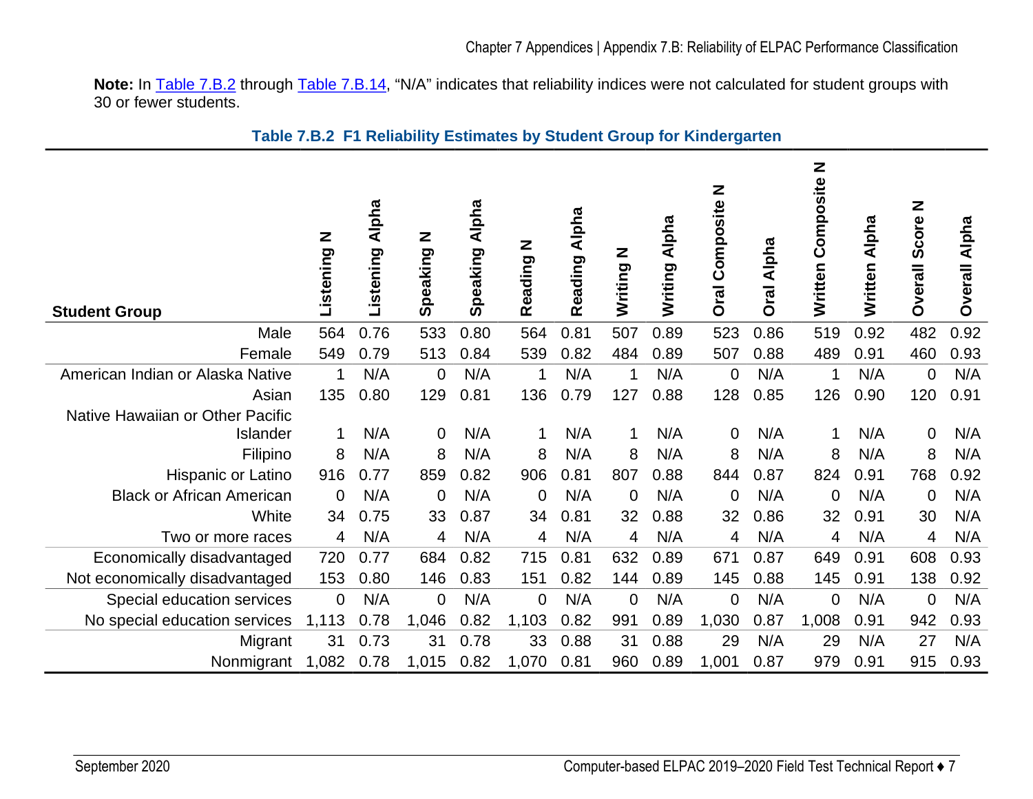**Note:** In Table 7.B.2 through Table 7.B.14, “N/A” indicates that reliability indices were not calculated for student groups with 30 or fewer students.

### Table 7.B.2 F1 Reliability Estimates by Student Group for Kindergarten

| Student Group | Listening N | Listening Alpha | Speaking N | Speaking Alpha | Reading N | Reading Alpha | Writing N | Writing Alpha | Oral Composite N | Oral Alpha | Written Composite N | Written Alpha | Overall Score N | Overall Alpha |
|---|---|---|---|---|---|---|---|---|---|---|---|---|---|---|
| Male | 564 | 0.76 | 533 | 0.80 | 564 | 0.81 | 507 | 0.89 | 523 | 0.86 | 519 | 0.92 | 482 | 0.92 |
| Female | 549 | 0.79 | 513 | 0.84 | 539 | 0.82 | 484 | 0.89 | 507 | 0.88 | 489 | 0.91 | 460 | 0.93 |
| American Indian or Alaska Native | 1 | N/A | 0 | N/A | 1 | N/A | 1 | N/A | 0 | N/A | 1 | N/A | 0 | N/A |
| Asian | 135 | 0.80 | 129 | 0.81 | 136 | 0.79 | 127 | 0.88 | 128 | 0.85 | 126 | 0.90 | 120 | 0.91 |
| Native Hawaiian or Other Pacific Islander | 1 | N/A | 0 | N/A | 1 | N/A | 1 | N/A | 0 | N/A | 1 | N/A | 0 | N/A |
| Filipino | 8 | N/A | 8 | N/A | 8 | N/A | 8 | N/A | 8 | N/A | 8 | N/A | 8 | N/A |
| Hispanic or Latino | 916 | 0.77 | 859 | 0.82 | 906 | 0.81 | 807 | 0.88 | 844 | 0.87 | 824 | 0.91 | 768 | 0.92 |
| Black or African American | 0 | N/A | 0 | N/A | 0 | N/A | 0 | N/A | 0 | N/A | 0 | N/A | 0 | N/A |
| White | 34 | 0.75 | 33 | 0.87 | 34 | 0.81 | 32 | 0.88 | 32 | 0.86 | 32 | 0.91 | 30 | N/A |
| Two or more races | 4 | N/A | 4 | N/A | 4 | N/A | 4 | N/A | 4 | N/A | 4 | N/A | 4 | N/A |
| Economically disadvantaged | 720 | 0.77 | 684 | 0.82 | 715 | 0.81 | 632 | 0.89 | 671 | 0.87 | 649 | 0.91 | 608 | 0.93 |
| Not economically disadvantaged | 153 | 0.80 | 146 | 0.83 | 151 | 0.82 | 144 | 0.89 | 145 | 0.88 | 145 | 0.91 | 138 | 0.92 |
| Special education services | 0 | N/A | 0 | N/A | 0 | N/A | 0 | N/A | 0 | N/A | 0 | N/A | 0 | N/A |
| No special education services | 1,113 | 0.78 | 1,046 | 0.82 | 1,103 | 0.82 | 991 | 0.89 | 1,030 | 0.87 | 1,008 | 0.91 | 942 | 0.93 |
| Migrant | 31 | 0.73 | 31 | 0.78 | 33 | 0.88 | 31 | 0.88 | 29 | N/A | 29 | N/A | 27 | N/A |
| Nonmigrant | 1,082 | 0.78 | 1,015 | 0.82 | 1,070 | 0.81 | 960 | 0.89 | 1,001 | 0.87 | 979 | 0.91 | 915 | 0.93 |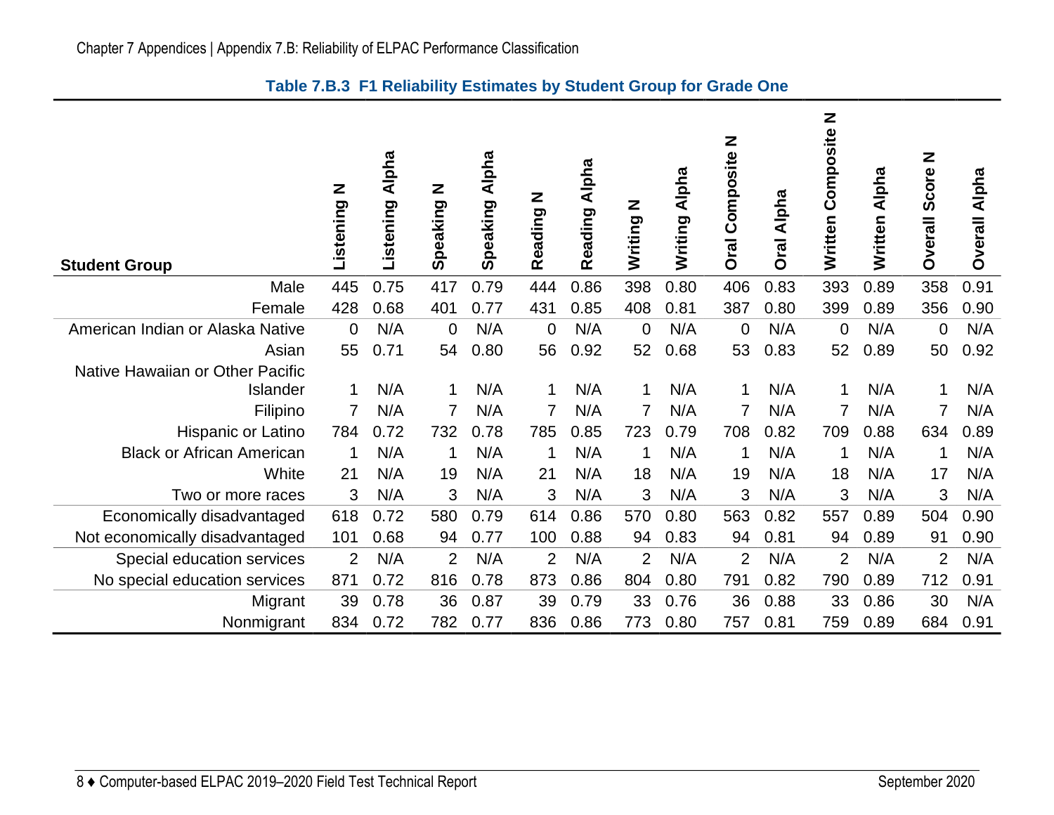**Table 7.B.3 F1 Reliability Estimates by Student Group for Grade One**

| Student Group | Listening N | Listening Alpha | Speaking N | Speaking Alpha | Reading N | Reading Alpha | Writing N | Writing Alpha | Oral Composite N | Oral Alpha | Written Composite N | Written Alpha | Overall Score N | Overall Alpha |
|---|---|---|---|---|---|---|---|---|---|---|---|---|---|---|
| Male | 445 | 0.75 | 417 | 0.79 | 444 | 0.86 | 398 | 0.80 | 406 | 0.83 | 393 | 0.89 | 358 | 0.91 |
| Female | 428 | 0.68 | 401 | 0.77 | 431 | 0.85 | 408 | 0.81 | 387 | 0.80 | 399 | 0.89 | 356 | 0.90 |
| American Indian or Alaska Native | 0 | N/A | 0 | N/A | 0 | N/A | 0 | N/A | 0 | N/A | 0 | N/A | 0 | N/A |
| Asian | 55 | 0.71 | 54 | 0.80 | 56 | 0.92 | 52 | 0.68 | 53 | 0.83 | 52 | 0.89 | 50 | 0.92 |
| Native Hawaiian or Other Pacific Islander | 1 | N/A | 1 | N/A | 1 | N/A | 1 | N/A | 1 | N/A | 1 | N/A | 1 | N/A |
| Filipino | 7 | N/A | 7 | N/A | 7 | N/A | 7 | N/A | 7 | N/A | 7 | N/A | 7 | N/A |
| Hispanic or Latino | 784 | 0.72 | 732 | 0.78 | 785 | 0.85 | 723 | 0.79 | 708 | 0.82 | 709 | 0.88 | 634 | 0.89 |
| Black or African American | 1 | N/A | 1 | N/A | 1 | N/A | 1 | N/A | 1 | N/A | 1 | N/A | 1 | N/A |
| White | 21 | N/A | 19 | N/A | 21 | N/A | 18 | N/A | 19 | N/A | 18 | N/A | 17 | N/A |
| Two or more races | 3 | N/A | 3 | N/A | 3 | N/A | 3 | N/A | 3 | N/A | 3 | N/A | 3 | N/A |
| Economically disadvantaged | 618 | 0.72 | 580 | 0.79 | 614 | 0.86 | 570 | 0.80 | 563 | 0.82 | 557 | 0.89 | 504 | 0.90 |
| Not economically disadvantaged | 101 | 0.68 | 94 | 0.77 | 100 | 0.88 | 94 | 0.83 | 94 | 0.81 | 94 | 0.89 | 91 | 0.90 |
| Special education services | 2 | N/A | 2 | N/A | 2 | N/A | 2 | N/A | 2 | N/A | 2 | N/A | 2 | N/A |
| No special education services | 871 | 0.72 | 816 | 0.78 | 873 | 0.86 | 804 | 0.80 | 791 | 0.82 | 790 | 0.89 | 712 | 0.91 |
| Migrant | 39 | 0.78 | 36 | 0.87 | 39 | 0.79 | 33 | 0.76 | 36 | 0.88 | 33 | 0.86 | 30 | N/A |
| Nonmigrant | 834 | 0.72 | 782 | 0.77 | 836 | 0.86 | 773 | 0.80 | 757 | 0.81 | 759 | 0.89 | 684 | 0.91 |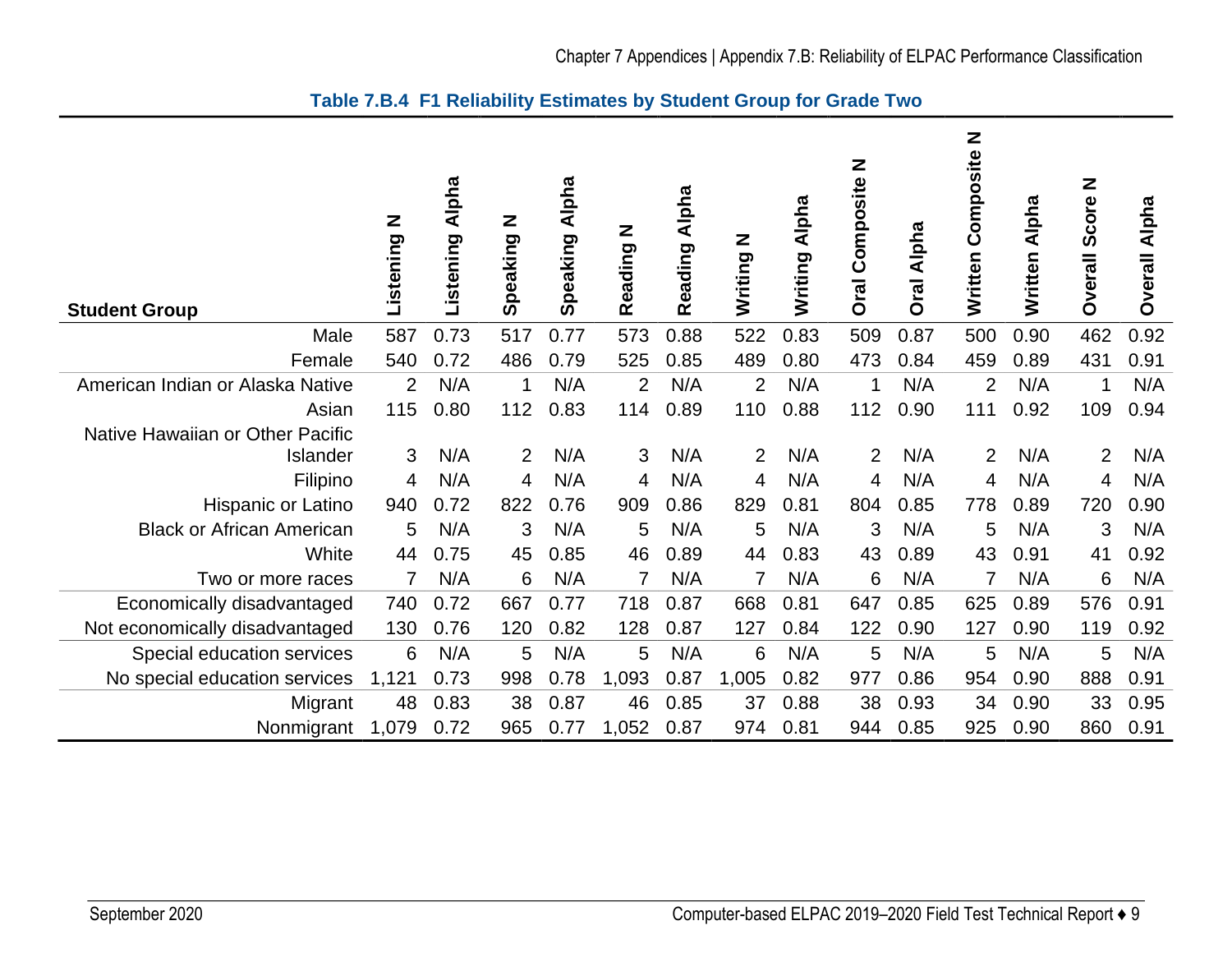**Table 7.B.4 F1 Reliability Estimates by Student Group for Grade Two**

| Student Group | Listening N | Listening Alpha | Speaking N | Speaking Alpha | Reading N | Reading Alpha | Writing N | Writing Alpha | Oral Composite N | Oral Alpha | Written Composite N | Written Alpha | Overall Score N | Overall Alpha |
|---|---|---|---|---|---|---|---|---|---|---|---|---|---|---|
| Male | 587 | 0.73 | 517 | 0.77 | 573 | 0.88 | 522 | 0.83 | 509 | 0.87 | 500 | 0.90 | 462 | 0.92 |
| Female | 540 | 0.72 | 486 | 0.79 | 525 | 0.85 | 489 | 0.80 | 473 | 0.84 | 459 | 0.89 | 431 | 0.91 |
| American Indian or Alaska Native | 2 | N/A | 1 | N/A | 2 | N/A | 2 | N/A | 1 | N/A | 2 | N/A | 1 | N/A |
| Asian | 115 | 0.80 | 112 | 0.83 | 114 | 0.89 | 110 | 0.88 | 112 | 0.90 | 111 | 0.92 | 109 | 0.94 |
| Native Hawaiian or Other Pacific Islander | 3 | N/A | 2 | N/A | 3 | N/A | 2 | N/A | 2 | N/A | 2 | N/A | 2 | N/A |
| Filipino | 4 | N/A | 4 | N/A | 4 | N/A | 4 | N/A | 4 | N/A | 4 | N/A | 4 | N/A |
| Hispanic or Latino | 940 | 0.72 | 822 | 0.76 | 909 | 0.86 | 829 | 0.81 | 804 | 0.85 | 778 | 0.89 | 720 | 0.90 |
| Black or African American | 5 | N/A | 3 | N/A | 5 | N/A | 5 | N/A | 3 | N/A | 5 | N/A | 3 | N/A |
| White | 44 | 0.75 | 45 | 0.85 | 46 | 0.89 | 44 | 0.83 | 43 | 0.89 | 43 | 0.91 | 41 | 0.92 |
| Two or more races | 7 | N/A | 6 | N/A | 7 | N/A | 7 | N/A | 6 | N/A | 7 | N/A | 6 | N/A |
| Economically disadvantaged | 740 | 0.72 | 667 | 0.77 | 718 | 0.87 | 668 | 0.81 | 647 | 0.85 | 625 | 0.89 | 576 | 0.91 |
| Not economically disadvantaged | 130 | 0.76 | 120 | 0.82 | 128 | 0.87 | 127 | 0.84 | 122 | 0.90 | 127 | 0.90 | 119 | 0.92 |
| Special education services | 6 | N/A | 5 | N/A | 5 | N/A | 6 | N/A | 5 | N/A | 5 | N/A | 5 | N/A |
| No special education services | 1,121 | 0.73 | 998 | 0.78 | 1,093 | 0.87 | 1,005 | 0.82 | 977 | 0.86 | 954 | 0.90 | 888 | 0.91 |
| Migrant | 48 | 0.83 | 38 | 0.87 | 46 | 0.85 | 37 | 0.88 | 38 | 0.93 | 34 | 0.90 | 33 | 0.95 |
| Nonmigrant | 1,079 | 0.72 | 965 | 0.77 | 1,052 | 0.87 | 974 | 0.81 | 944 | 0.85 | 925 | 0.90 | 860 | 0.91 |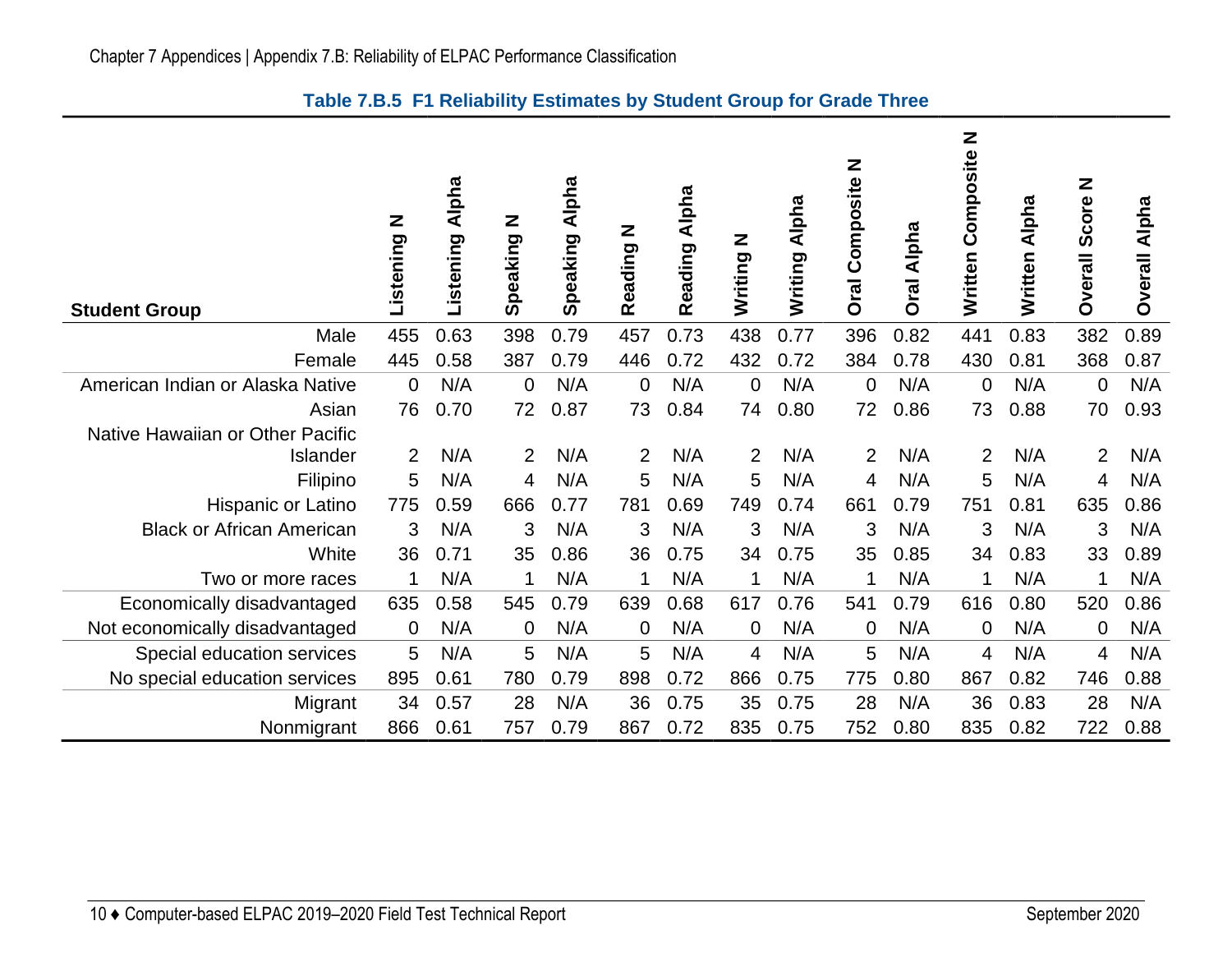### Table 7.B.5 F1 Reliability Estimates by Student Group for Grade Three

| Student Group | Listening N | Listening Alpha | Speaking N | Speaking Alpha | Reading N | Reading Alpha | Writing N | Writing Alpha | Oral Composite N | Oral Alpha | Written Composite N | Written Alpha | Overall Score N | Overall Alpha |
|---|---|---|---|---|---|---|---|---|---|---|---|---|---|---|
| Male | 455 | 0.63 | 398 | 0.79 | 457 | 0.73 | 438 | 0.77 | 396 | 0.82 | 441 | 0.83 | 382 | 0.89 |
| Female | 445 | 0.58 | 387 | 0.79 | 446 | 0.72 | 432 | 0.72 | 384 | 0.78 | 430 | 0.81 | 368 | 0.87 |
| American Indian or Alaska Native | 0 | N/A | 0 | N/A | 0 | N/A | 0 | N/A | 0 | N/A | 0 | N/A | 0 | N/A |
| Asian | 76 | 0.70 | 72 | 0.87 | 73 | 0.84 | 74 | 0.80 | 72 | 0.86 | 73 | 0.88 | 70 | 0.93 |
| Native Hawaiian or Other Pacific Islander | 2 | N/A | 2 | N/A | 2 | N/A | 2 | N/A | 2 | N/A | 2 | N/A | 2 | N/A |
| Filipino | 5 | N/A | 4 | N/A | 5 | N/A | 5 | N/A | 4 | N/A | 5 | N/A | 4 | N/A |
| Hispanic or Latino | 775 | 0.59 | 666 | 0.77 | 781 | 0.69 | 749 | 0.74 | 661 | 0.79 | 751 | 0.81 | 635 | 0.86 |
| Black or African American | 3 | N/A | 3 | N/A | 3 | N/A | 3 | N/A | 3 | N/A | 3 | N/A | 3 | N/A |
| White | 36 | 0.71 | 35 | 0.86 | 36 | 0.75 | 34 | 0.75 | 35 | 0.85 | 34 | 0.83 | 33 | 0.89 |
| Two or more races | 1 | N/A | 1 | N/A | 1 | N/A | 1 | N/A | 1 | N/A | 1 | N/A | 1 | N/A |
| Economically disadvantaged | 635 | 0.58 | 545 | 0.79 | 639 | 0.68 | 617 | 0.76 | 541 | 0.79 | 616 | 0.80 | 520 | 0.86 |
| Not economically disadvantaged | 0 | N/A | 0 | N/A | 0 | N/A | 0 | N/A | 0 | N/A | 0 | N/A | 0 | N/A |
| Special education services | 5 | N/A | 5 | N/A | 5 | N/A | 4 | N/A | 5 | N/A | 4 | N/A | 4 | N/A |
| No special education services | 895 | 0.61 | 780 | 0.79 | 898 | 0.72 | 866 | 0.75 | 775 | 0.80 | 867 | 0.82 | 746 | 0.88 |
| Migrant | 34 | 0.57 | 28 | N/A | 36 | 0.75 | 35 | 0.75 | 28 | N/A | 36 | 0.83 | 28 | N/A |
| Nonmigrant | 866 | 0.61 | 757 | 0.79 | 867 | 0.72 | 835 | 0.75 | 752 | 0.80 | 835 | 0.82 | 722 | 0.88 |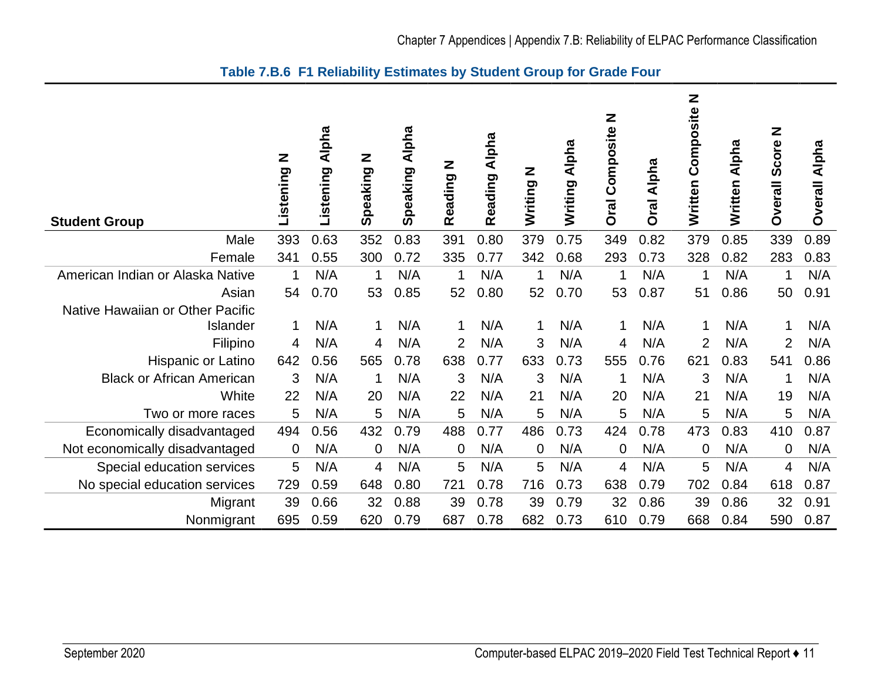**Table 7.B.6 F1 Reliability Estimates by Student Group for Grade Four**

| Student Group | Listening N | Listening Alpha | Speaking N | Speaking Alpha | Reading N | Reading Alpha | Writing N | Writing Alpha | Oral Composite N | Oral Alpha | Written Composite N | Written Alpha | Overall Score N | Overall Alpha |
|---|---|---|---|---|---|---|---|---|---|---|---|---|---|---|
| Male | 393 | 0.63 | 352 | 0.83 | 391 | 0.80 | 379 | 0.75 | 349 | 0.82 | 379 | 0.85 | 339 | 0.89 |
| Female | 341 | 0.55 | 300 | 0.72 | 335 | 0.77 | 342 | 0.68 | 293 | 0.73 | 328 | 0.82 | 283 | 0.83 |
| American Indian or Alaska Native | 1 | N/A | 1 | N/A | 1 | N/A | 1 | N/A | 1 | N/A | 1 | N/A | 1 | N/A |
| Asian | 54 | 0.70 | 53 | 0.85 | 52 | 0.80 | 52 | 0.70 | 53 | 0.87 | 51 | 0.86 | 50 | 0.91 |
| Native Hawaiian or Other Pacific Islander | 1 | N/A | 1 | N/A | 1 | N/A | 1 | N/A | 1 | N/A | 1 | N/A | 1 | N/A |
| Filipino | 4 | N/A | 4 | N/A | 2 | N/A | 3 | N/A | 4 | N/A | 2 | N/A | 2 | N/A |
| Hispanic or Latino | 642 | 0.56 | 565 | 0.78 | 638 | 0.77 | 633 | 0.73 | 555 | 0.76 | 621 | 0.83 | 541 | 0.86 |
| Black or African American | 3 | N/A | 1 | N/A | 3 | N/A | 3 | N/A | 1 | N/A | 3 | N/A | 1 | N/A |
| White | 22 | N/A | 20 | N/A | 22 | N/A | 21 | N/A | 20 | N/A | 21 | N/A | 19 | N/A |
| Two or more races | 5 | N/A | 5 | N/A | 5 | N/A | 5 | N/A | 5 | N/A | 5 | N/A | 5 | N/A |
| Economically disadvantaged | 494 | 0.56 | 432 | 0.79 | 488 | 0.77 | 486 | 0.73 | 424 | 0.78 | 473 | 0.83 | 410 | 0.87 |
| Not economically disadvantaged | 0 | N/A | 0 | N/A | 0 | N/A | 0 | N/A | 0 | N/A | 0 | N/A | 0 | N/A |
| Special education services | 5 | N/A | 4 | N/A | 5 | N/A | 5 | N/A | 4 | N/A | 5 | N/A | 4 | N/A |
| No special education services | 729 | 0.59 | 648 | 0.80 | 721 | 0.78 | 716 | 0.73 | 638 | 0.79 | 702 | 0.84 | 618 | 0.87 |
| Migrant | 39 | 0.66 | 32 | 0.88 | 39 | 0.78 | 39 | 0.79 | 32 | 0.86 | 39 | 0.86 | 32 | 0.91 |
| Nonmigrant | 695 | 0.59 | 620 | 0.79 | 687 | 0.78 | 682 | 0.73 | 610 | 0.79 | 668 | 0.84 | 590 | 0.87 |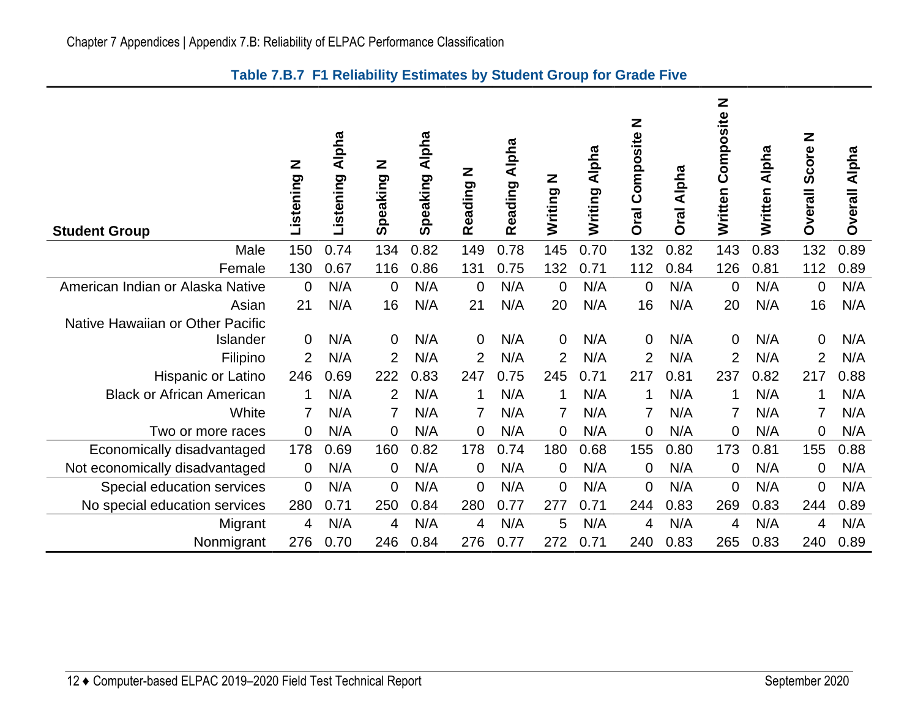**Table 7.B.7 F1 Reliability Estimates by Student Group for Grade Five**

| Student Group | Listening N | Listening Alpha | Speaking N | Speaking Alpha | Reading N | Reading Alpha | Writing N | Writing Alpha | Oral Composite N | Oral Alpha | Written Composite N | Written Alpha | Overall Score N | Overall Alpha |
|---|---|---|---|---|---|---|---|---|---|---|---|---|---|---|
| Male | 150 | 0.74 | 134 | 0.82 | 149 | 0.78 | 145 | 0.70 | 132 | 0.82 | 143 | 0.83 | 132 | 0.89 |
| Female | 130 | 0.67 | 116 | 0.86 | 131 | 0.75 | 132 | 0.71 | 112 | 0.84 | 126 | 0.81 | 112 | 0.89 |
| American Indian or Alaska Native | 0 | N/A | 0 | N/A | 0 | N/A | 0 | N/A | 0 | N/A | 0 | N/A | 0 | N/A |
| Asian | 21 | N/A | 16 | N/A | 21 | N/A | 20 | N/A | 16 | N/A | 20 | N/A | 16 | N/A |
| Native Hawaiian or Other Pacific Islander | 0 | N/A | 0 | N/A | 0 | N/A | 0 | N/A | 0 | N/A | 0 | N/A | 0 | N/A |
| Filipino | 2 | N/A | 2 | N/A | 2 | N/A | 2 | N/A | 2 | N/A | 2 | N/A | 2 | N/A |
| Hispanic or Latino | 246 | 0.69 | 222 | 0.83 | 247 | 0.75 | 245 | 0.71 | 217 | 0.81 | 237 | 0.82 | 217 | 0.88 |
| Black or African American | 1 | N/A | 2 | N/A | 1 | N/A | 1 | N/A | 1 | N/A | 1 | N/A | 1 | N/A |
| White | 7 | N/A | 7 | N/A | 7 | N/A | 7 | N/A | 7 | N/A | 7 | N/A | 7 | N/A |
| Two or more races | 0 | N/A | 0 | N/A | 0 | N/A | 0 | N/A | 0 | N/A | 0 | N/A | 0 | N/A |
| Economically disadvantaged | 178 | 0.69 | 160 | 0.82 | 178 | 0.74 | 180 | 0.68 | 155 | 0.80 | 173 | 0.81 | 155 | 0.88 |
| Not economically disadvantaged | 0 | N/A | 0 | N/A | 0 | N/A | 0 | N/A | 0 | N/A | 0 | N/A | 0 | N/A |
| Special education services | 0 | N/A | 0 | N/A | 0 | N/A | 0 | N/A | 0 | N/A | 0 | N/A | 0 | N/A |
| No special education services | 280 | 0.71 | 250 | 0.84 | 280 | 0.77 | 277 | 0.71 | 244 | 0.83 | 269 | 0.83 | 244 | 0.89 |
| Migrant | 4 | N/A | 4 | N/A | 4 | N/A | 5 | N/A | 4 | N/A | 4 | N/A | 4 | N/A |
| Nonmigrant | 276 | 0.70 | 246 | 0.84 | 276 | 0.77 | 272 | 0.71 | 240 | 0.83 | 265 | 0.83 | 240 | 0.89 |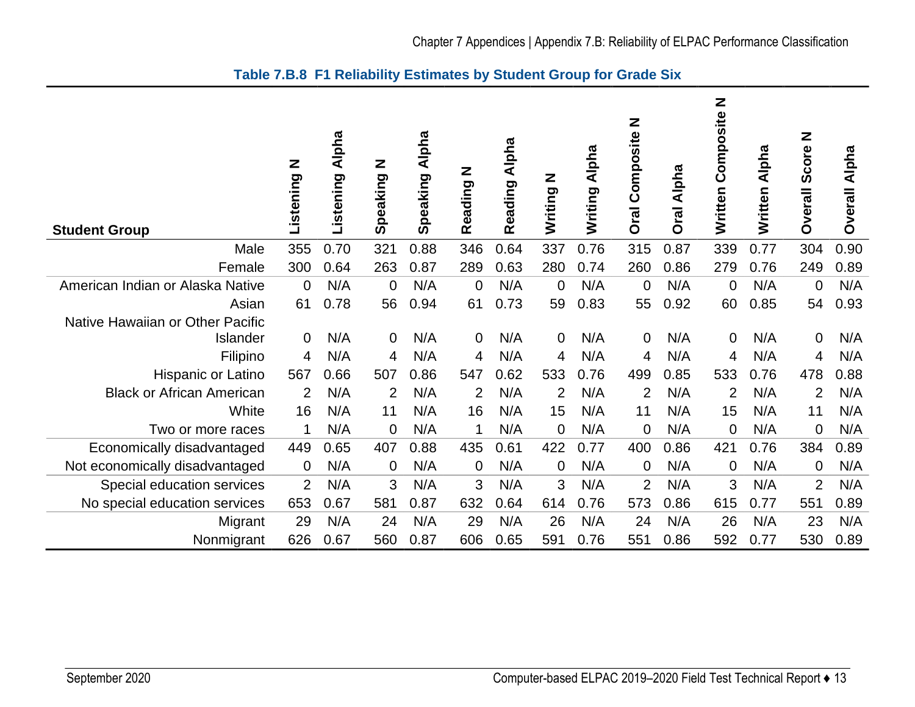### Table 7.B.8 F1 Reliability Estimates by Student Group for Grade Six

| Student Group | Listening N | Listening Alpha | Speaking N | Speaking Alpha | Reading N | Reading Alpha | Writing N | Writing Alpha | Oral Composite N | Oral Alpha | Written Composite N | Written Alpha | Overall Score N | Overall Alpha |
|---|---|---|---|---|---|---|---|---|---|---|---|---|---|---|
| Male | 355 | 0.70 | 321 | 0.88 | 346 | 0.64 | 337 | 0.76 | 315 | 0.87 | 339 | 0.77 | 304 | 0.90 |
| Female | 300 | 0.64 | 263 | 0.87 | 289 | 0.63 | 280 | 0.74 | 260 | 0.86 | 279 | 0.76 | 249 | 0.89 |
| American Indian or Alaska Native | 0 | N/A | 0 | N/A | 0 | N/A | 0 | N/A | 0 | N/A | 0 | N/A | 0 | N/A |
| Asian | 61 | 0.78 | 56 | 0.94 | 61 | 0.73 | 59 | 0.83 | 55 | 0.92 | 60 | 0.85 | 54 | 0.93 |
| Native Hawaiian or Other Pacific Islander | 0 | N/A | 0 | N/A | 0 | N/A | 0 | N/A | 0 | N/A | 0 | N/A | 0 | N/A |
| Filipino | 4 | N/A | 4 | N/A | 4 | N/A | 4 | N/A | 4 | N/A | 4 | N/A | 4 | N/A |
| Hispanic or Latino | 567 | 0.66 | 507 | 0.86 | 547 | 0.62 | 533 | 0.76 | 499 | 0.85 | 533 | 0.76 | 478 | 0.88 |
| Black or African American | 2 | N/A | 2 | N/A | 2 | N/A | 2 | N/A | 2 | N/A | 2 | N/A | 2 | N/A |
| White | 16 | N/A | 11 | N/A | 16 | N/A | 15 | N/A | 11 | N/A | 15 | N/A | 11 | N/A |
| Two or more races | 1 | N/A | 0 | N/A | 1 | N/A | 0 | N/A | 0 | N/A | 0 | N/A | 0 | N/A |
| Economically disadvantaged | 449 | 0.65 | 407 | 0.88 | 435 | 0.61 | 422 | 0.77 | 400 | 0.86 | 421 | 0.76 | 384 | 0.89 |
| Not economically disadvantaged | 0 | N/A | 0 | N/A | 0 | N/A | 0 | N/A | 0 | N/A | 0 | N/A | 0 | N/A |
| Special education services | 2 | N/A | 3 | N/A | 3 | N/A | 3 | N/A | 2 | N/A | 3 | N/A | 2 | N/A |
| No special education services | 653 | 0.67 | 581 | 0.87 | 632 | 0.64 | 614 | 0.76 | 573 | 0.86 | 615 | 0.77 | 551 | 0.89 |
| Migrant | 29 | N/A | 24 | N/A | 29 | N/A | 26 | N/A | 24 | N/A | 26 | N/A | 23 | N/A |
| Nonmigrant | 626 | 0.67 | 560 | 0.87 | 606 | 0.65 | 591 | 0.76 | 551 | 0.86 | 592 | 0.77 | 530 | 0.89 |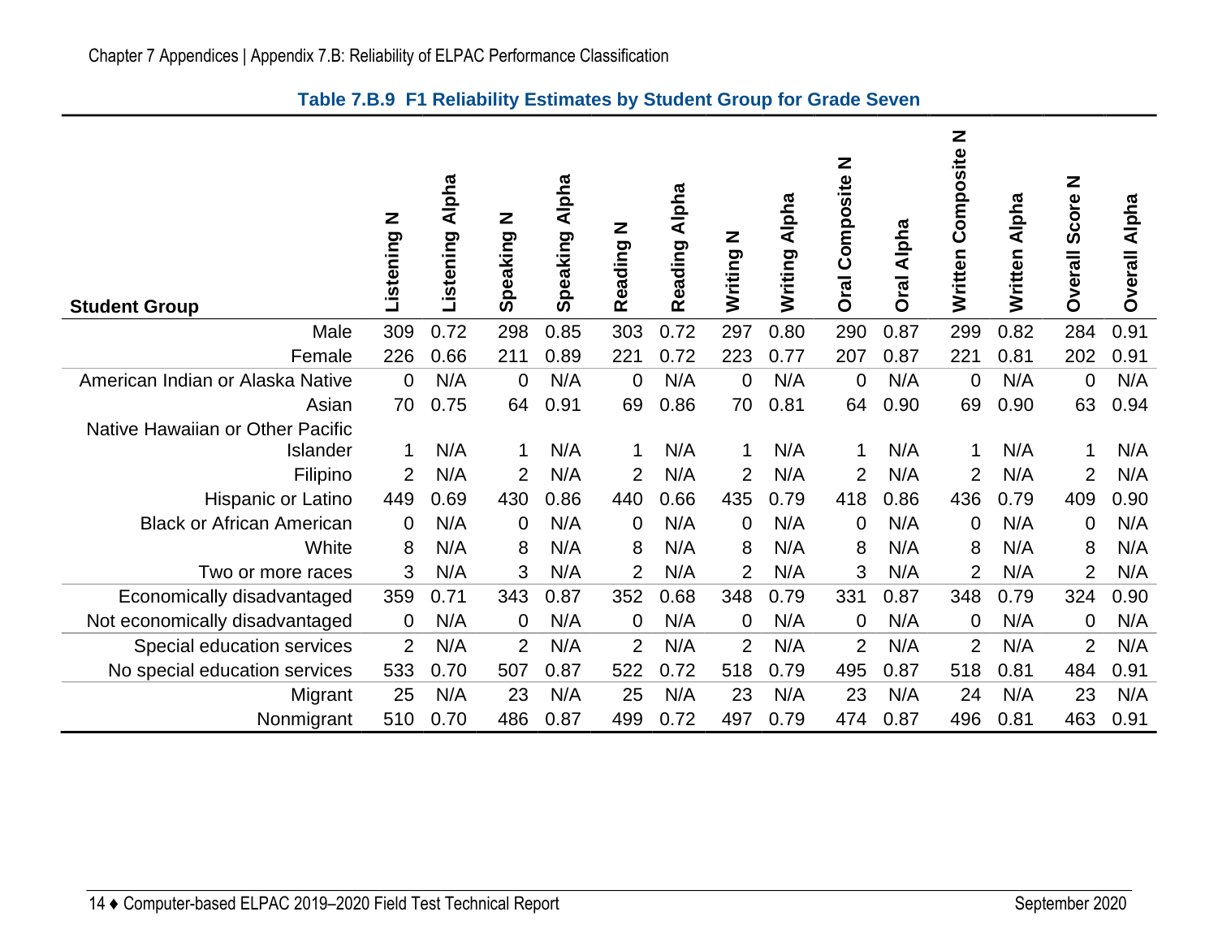**Table 7.B.9 F1 Reliability Estimates by Student Group for Grade Seven**

| Student Group | Listening N | Listening Alpha | Speaking N | Speaking Alpha | Reading N | Reading Alpha | Writing N | Writing Alpha | Oral Composite N | Oral Alpha | Written Composite N | Written Alpha | Overall Score N | Overall Alpha |
|---|---|---|---|---|---|---|---|---|---|---|---|---|---|---|
| Male | 309 | 0.72 | 298 | 0.85 | 303 | 0.72 | 297 | 0.80 | 290 | 0.87 | 299 | 0.82 | 284 | 0.91 |
| Female | 226 | 0.66 | 211 | 0.89 | 221 | 0.72 | 223 | 0.77 | 207 | 0.87 | 221 | 0.81 | 202 | 0.91 |
| American Indian or Alaska Native | 0 | N/A | 0 | N/A | 0 | N/A | 0 | N/A | 0 | N/A | 0 | N/A | 0 | N/A |
| Asian | 70 | 0.75 | 64 | 0.91 | 69 | 0.86 | 70 | 0.81 | 64 | 0.90 | 69 | 0.90 | 63 | 0.94 |
| Native Hawaiian or Other Pacific Islander | 1 | N/A | 1 | N/A | 1 | N/A | 1 | N/A | 1 | N/A | 1 | N/A | 1 | N/A |
| Filipino | 2 | N/A | 2 | N/A | 2 | N/A | 2 | N/A | 2 | N/A | 2 | N/A | 2 | N/A |
| Hispanic or Latino | 449 | 0.69 | 430 | 0.86 | 440 | 0.66 | 435 | 0.79 | 418 | 0.86 | 436 | 0.79 | 409 | 0.90 |
| Black or African American | 0 | N/A | 0 | N/A | 0 | N/A | 0 | N/A | 0 | N/A | 0 | N/A | 0 | N/A |
| White | 8 | N/A | 8 | N/A | 8 | N/A | 8 | N/A | 8 | N/A | 8 | N/A | 8 | N/A |
| Two or more races | 3 | N/A | 3 | N/A | 2 | N/A | 2 | N/A | 3 | N/A | 2 | N/A | 2 | N/A |
| Economically disadvantaged | 359 | 0.71 | 343 | 0.87 | 352 | 0.68 | 348 | 0.79 | 331 | 0.87 | 348 | 0.79 | 324 | 0.90 |
| Not economically disadvantaged | 0 | N/A | 0 | N/A | 0 | N/A | 0 | N/A | 0 | N/A | 0 | N/A | 0 | N/A |
| Special education services | 2 | N/A | 2 | N/A | 2 | N/A | 2 | N/A | 2 | N/A | 2 | N/A | 2 | N/A |
| No special education services | 533 | 0.70 | 507 | 0.87 | 522 | 0.72 | 518 | 0.79 | 495 | 0.87 | 518 | 0.81 | 484 | 0.91 |
| Migrant | 25 | N/A | 23 | N/A | 25 | N/A | 23 | N/A | 23 | N/A | 24 | N/A | 23 | N/A |
| Nonmigrant | 510 | 0.70 | 486 | 0.87 | 499 | 0.72 | 497 | 0.79 | 474 | 0.87 | 496 | 0.81 | 463 | 0.91 |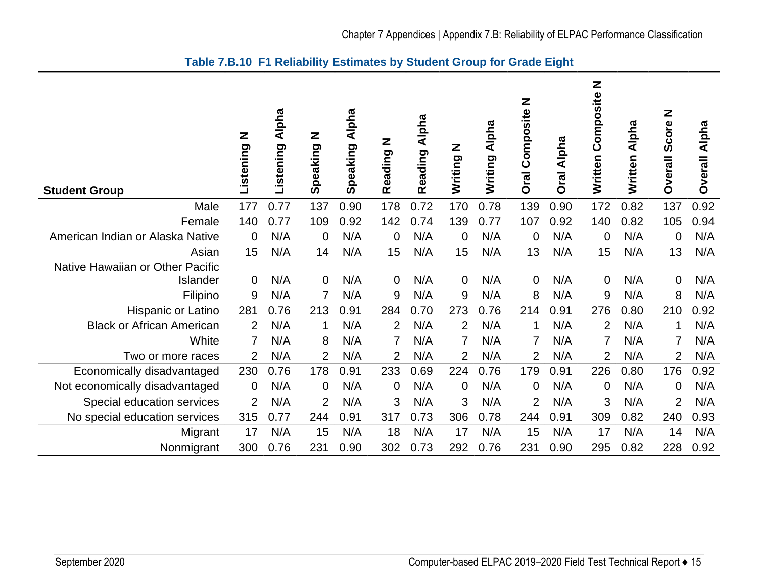**Table 7.B.10 F1 Reliability Estimates by Student Group for Grade Eight**

| Student Group | Listening N | Listening Alpha | Speaking N | Speaking Alpha | Reading N | Reading Alpha | Writing N | Writing Alpha | Oral Composite N | Oral Alpha | Written Composite N | Written Alpha | Overall Score N | Overall Alpha |
|---|---|---|---|---|---|---|---|---|---|---|---|---|---|---|
| Male | 177 | 0.77 | 137 | 0.90 | 178 | 0.72 | 170 | 0.78 | 139 | 0.90 | 172 | 0.82 | 137 | 0.92 |
| Female | 140 | 0.77 | 109 | 0.92 | 142 | 0.74 | 139 | 0.77 | 107 | 0.92 | 140 | 0.82 | 105 | 0.94 |
| American Indian or Alaska Native | 0 | N/A | 0 | N/A | 0 | N/A | 0 | N/A | 0 | N/A | 0 | N/A | 0 | N/A |
| Asian | 15 | N/A | 14 | N/A | 15 | N/A | 15 | N/A | 13 | N/A | 15 | N/A | 13 | N/A |
| Native Hawaiian or Other Pacific Islander | 0 | N/A | 0 | N/A | 0 | N/A | 0 | N/A | 0 | N/A | 0 | N/A | 0 | N/A |
| Filipino | 9 | N/A | 7 | N/A | 9 | N/A | 9 | N/A | 8 | N/A | 9 | N/A | 8 | N/A |
| Hispanic or Latino | 281 | 0.76 | 213 | 0.91 | 284 | 0.70 | 273 | 0.76 | 214 | 0.91 | 276 | 0.80 | 210 | 0.92 |
| Black or African American | 2 | N/A | 1 | N/A | 2 | N/A | 2 | N/A | 1 | N/A | 2 | N/A | 1 | N/A |
| White | 7 | N/A | 8 | N/A | 7 | N/A | 7 | N/A | 7 | N/A | 7 | N/A | 7 | N/A |
| Two or more races | 2 | N/A | 2 | N/A | 2 | N/A | 2 | N/A | 2 | N/A | 2 | N/A | 2 | N/A |
| Economically disadvantaged | 230 | 0.76 | 178 | 0.91 | 233 | 0.69 | 224 | 0.76 | 179 | 0.91 | 226 | 0.80 | 176 | 0.92 |
| Not economically disadvantaged | 0 | N/A | 0 | N/A | 0 | N/A | 0 | N/A | 0 | N/A | 0 | N/A | 0 | N/A |
| Special education services | 2 | N/A | 2 | N/A | 3 | N/A | 3 | N/A | 2 | N/A | 3 | N/A | 2 | N/A |
| No special education services | 315 | 0.77 | 244 | 0.91 | 317 | 0.73 | 306 | 0.78 | 244 | 0.91 | 309 | 0.82 | 240 | 0.93 |
| Migrant | 17 | N/A | 15 | N/A | 18 | N/A | 17 | N/A | 15 | N/A | 17 | N/A | 14 | N/A |
| Nonmigrant | 300 | 0.76 | 231 | 0.90 | 302 | 0.73 | 292 | 0.76 | 231 | 0.90 | 295 | 0.82 | 228 | 0.92 |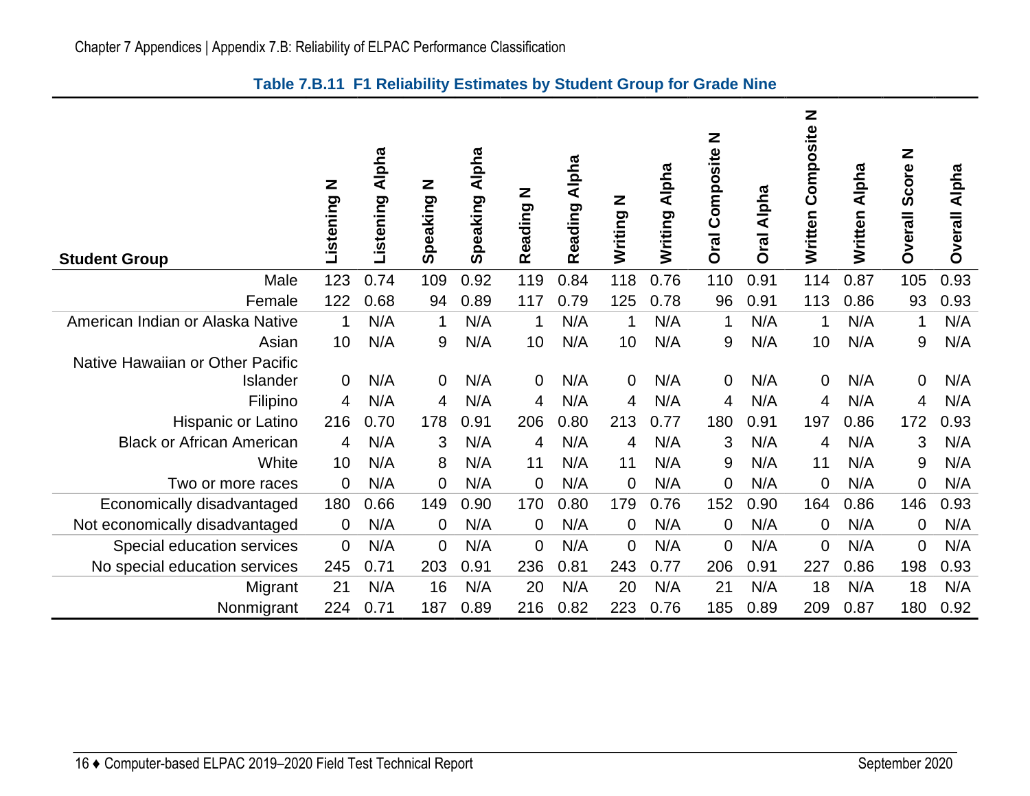### Table 7.B.11 F1 Reliability Estimates by Student Group for Grade Nine

| Student Group | Listening N | Listening Alpha | Speaking N | Speaking Alpha | Reading N | Reading Alpha | Writing N | Writing Alpha | Oral Composite N | Oral Alpha | Written Composite N | Written Alpha | Overall Score N | Overall Alpha |
|---|---|---|---|---|---|---|---|---|---|---|---|---|---|---|
| Male | 123 | 0.74 | 109 | 0.92 | 119 | 0.84 | 118 | 0.76 | 110 | 0.91 | 114 | 0.87 | 105 | 0.93 |
| Female | 122 | 0.68 | 94 | 0.89 | 117 | 0.79 | 125 | 0.78 | 96 | 0.91 | 113 | 0.86 | 93 | 0.93 |
| American Indian or Alaska Native | 1 | N/A | 1 | N/A | 1 | N/A | 1 | N/A | 1 | N/A | 1 | N/A | 1 | N/A |
| Asian | 10 | N/A | 9 | N/A | 10 | N/A | 10 | N/A | 9 | N/A | 10 | N/A | 9 | N/A |
| Native Hawaiian or Other Pacific Islander | 0 | N/A | 0 | N/A | 0 | N/A | 0 | N/A | 0 | N/A | 0 | N/A | 0 | N/A |
| Filipino | 4 | N/A | 4 | N/A | 4 | N/A | 4 | N/A | 4 | N/A | 4 | N/A | 4 | N/A |
| Hispanic or Latino | 216 | 0.70 | 178 | 0.91 | 206 | 0.80 | 213 | 0.77 | 180 | 0.91 | 197 | 0.86 | 172 | 0.93 |
| Black or African American | 4 | N/A | 3 | N/A | 4 | N/A | 4 | N/A | 3 | N/A | 4 | N/A | 3 | N/A |
| White | 10 | N/A | 8 | N/A | 11 | N/A | 11 | N/A | 9 | N/A | 11 | N/A | 9 | N/A |
| Two or more races | 0 | N/A | 0 | N/A | 0 | N/A | 0 | N/A | 0 | N/A | 0 | N/A | 0 | N/A |
| Economically disadvantaged | 180 | 0.66 | 149 | 0.90 | 170 | 0.80 | 179 | 0.76 | 152 | 0.90 | 164 | 0.86 | 146 | 0.93 |
| Not economically disadvantaged | 0 | N/A | 0 | N/A | 0 | N/A | 0 | N/A | 0 | N/A | 0 | N/A | 0 | N/A |
| Special education services | 0 | N/A | 0 | N/A | 0 | N/A | 0 | N/A | 0 | N/A | 0 | N/A | 0 | N/A |
| No special education services | 245 | 0.71 | 203 | 0.91 | 236 | 0.81 | 243 | 0.77 | 206 | 0.91 | 227 | 0.86 | 198 | 0.93 |
| Migrant | 21 | N/A | 16 | N/A | 20 | N/A | 20 | N/A | 21 | N/A | 18 | N/A | 18 | N/A |
| Nonmigrant | 224 | 0.71 | 187 | 0.89 | 216 | 0.82 | 223 | 0.76 | 185 | 0.89 | 209 | 0.87 | 180 | 0.92 |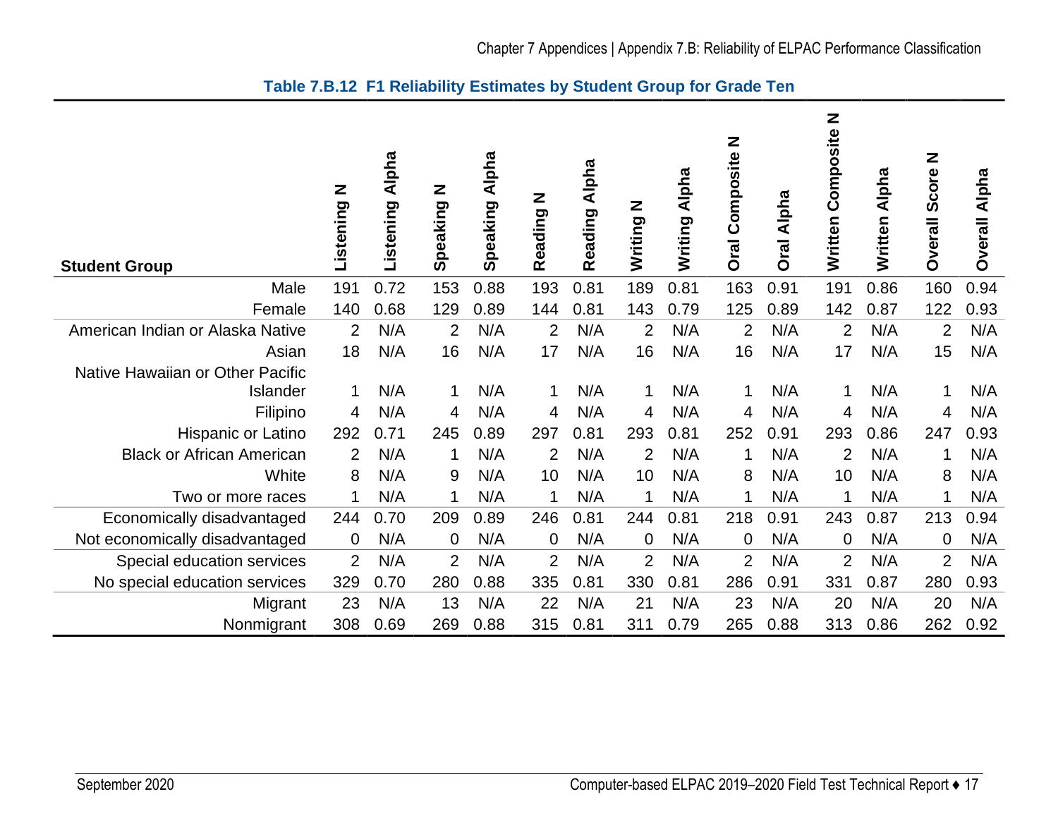### Table 7.B.12 F1 Reliability Estimates by Student Group for Grade Ten

| Student Group | Listening N | Listening Alpha | Speaking N | Speaking Alpha | Reading N | Reading Alpha | Writing N | Writing Alpha | Oral Composite N | Oral Alpha | Written Composite N | Written Alpha | Overall Score N | Overall Alpha |
|---|---|---|---|---|---|---|---|---|---|---|---|---|---|---|
| Male | 191 | 0.72 | 153 | 0.88 | 193 | 0.81 | 189 | 0.81 | 163 | 0.91 | 191 | 0.86 | 160 | 0.94 |
| Female | 140 | 0.68 | 129 | 0.89 | 144 | 0.81 | 143 | 0.79 | 125 | 0.89 | 142 | 0.87 | 122 | 0.93 |
| American Indian or Alaska Native | 2 | N/A | 2 | N/A | 2 | N/A | 2 | N/A | 2 | N/A | 2 | N/A | 2 | N/A |
| Asian | 18 | N/A | 16 | N/A | 17 | N/A | 16 | N/A | 16 | N/A | 17 | N/A | 15 | N/A |
| Native Hawaiian or Other Pacific Islander | 1 | N/A | 1 | N/A | 1 | N/A | 1 | N/A | 1 | N/A | 1 | N/A | 1 | N/A |
| Filipino | 4 | N/A | 4 | N/A | 4 | N/A | 4 | N/A | 4 | N/A | 4 | N/A | 4 | N/A |
| Hispanic or Latino | 292 | 0.71 | 245 | 0.89 | 297 | 0.81 | 293 | 0.81 | 252 | 0.91 | 293 | 0.86 | 247 | 0.93 |
| Black or African American | 2 | N/A | 1 | N/A | 2 | N/A | 2 | N/A | 1 | N/A | 2 | N/A | 1 | N/A |
| White | 8 | N/A | 9 | N/A | 10 | N/A | 10 | N/A | 8 | N/A | 10 | N/A | 8 | N/A |
| Two or more races | 1 | N/A | 1 | N/A | 1 | N/A | 1 | N/A | 1 | N/A | 1 | N/A | 1 | N/A |
| Economically disadvantaged | 244 | 0.70 | 209 | 0.89 | 246 | 0.81 | 244 | 0.81 | 218 | 0.91 | 243 | 0.87 | 213 | 0.94 |
| Not economically disadvantaged | 0 | N/A | 0 | N/A | 0 | N/A | 0 | N/A | 0 | N/A | 0 | N/A | 0 | N/A |
| Special education services | 2 | N/A | 2 | N/A | 2 | N/A | 2 | N/A | 2 | N/A | 2 | N/A | 2 | N/A |
| No special education services | 329 | 0.70 | 280 | 0.88 | 335 | 0.81 | 330 | 0.81 | 286 | 0.91 | 331 | 0.87 | 280 | 0.93 |
| Migrant | 23 | N/A | 13 | N/A | 22 | N/A | 21 | N/A | 23 | N/A | 20 | N/A | 20 | N/A |
| Nonmigrant | 308 | 0.69 | 269 | 0.88 | 315 | 0.81 | 311 | 0.79 | 265 | 0.88 | 313 | 0.86 | 262 | 0.92 |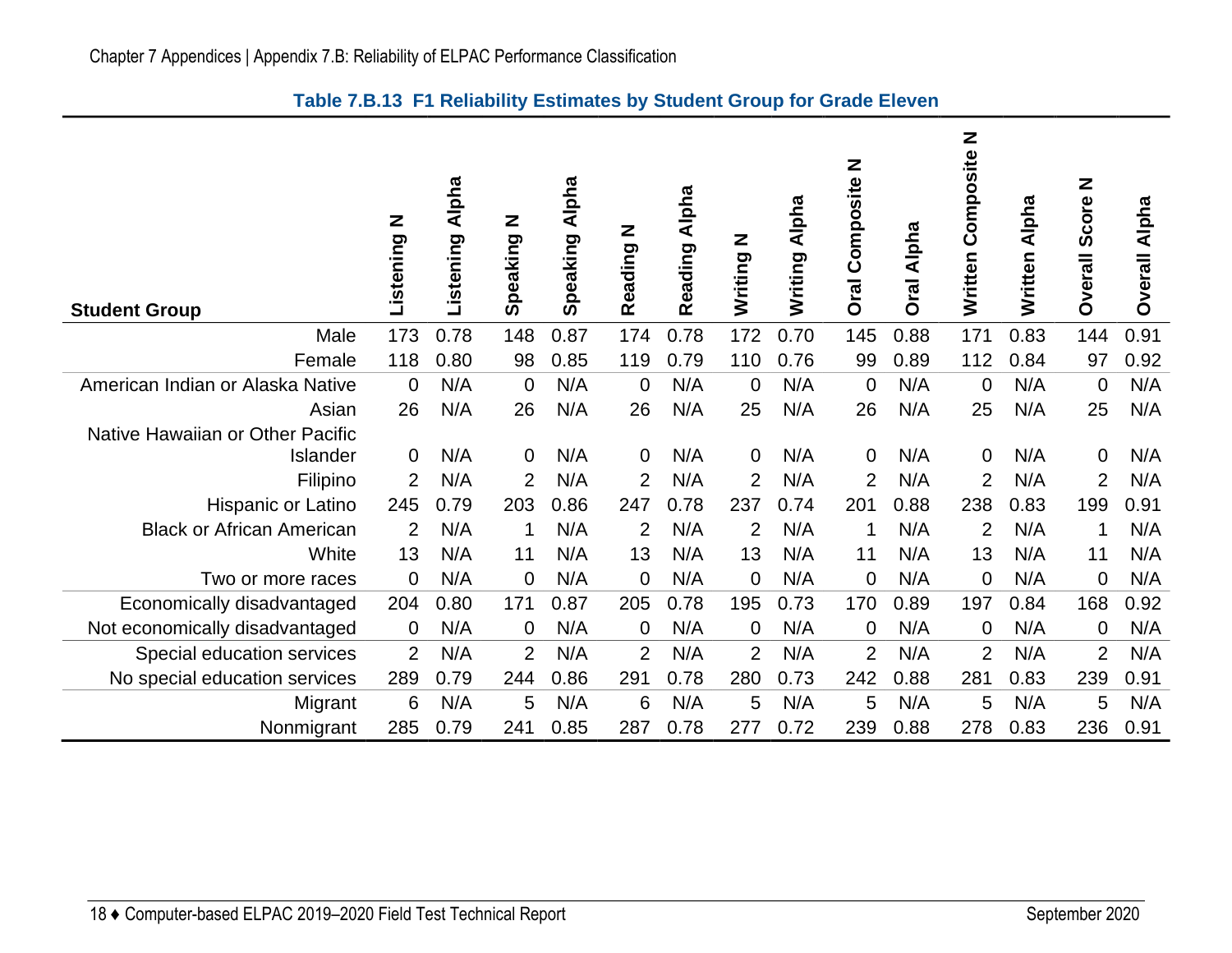**Table 7.B.13 F1 Reliability Estimates by Student Group for Grade Eleven**

| Student Group | Listening N | Listening Alpha | Speaking N | Speaking Alpha | Reading N | Reading Alpha | Writing N | Writing Alpha | Oral Composite N | Oral Alpha | Written Composite N | Written Alpha | Overall Score N | Overall Alpha |
|---|---|---|---|---|---|---|---|---|---|---|---|---|---|---|
| Male | 173 | 0.78 | 148 | 0.87 | 174 | 0.78 | 172 | 0.70 | 145 | 0.88 | 171 | 0.83 | 144 | 0.91 |
| Female | 118 | 0.80 | 98 | 0.85 | 119 | 0.79 | 110 | 0.76 | 99 | 0.89 | 112 | 0.84 | 97 | 0.92 |
| American Indian or Alaska Native | 0 | N/A | 0 | N/A | 0 | N/A | 0 | N/A | 0 | N/A | 0 | N/A | 0 | N/A |
| Asian | 26 | N/A | 26 | N/A | 26 | N/A | 25 | N/A | 26 | N/A | 25 | N/A | 25 | N/A |
| Native Hawaiian or Other Pacific Islander | 0 | N/A | 0 | N/A | 0 | N/A | 0 | N/A | 0 | N/A | 0 | N/A | 0 | N/A |
| Filipino | 2 | N/A | 2 | N/A | 2 | N/A | 2 | N/A | 2 | N/A | 2 | N/A | 2 | N/A |
| Hispanic or Latino | 245 | 0.79 | 203 | 0.86 | 247 | 0.78 | 237 | 0.74 | 201 | 0.88 | 238 | 0.83 | 199 | 0.91 |
| Black or African American | 2 | N/A | 1 | N/A | 2 | N/A | 2 | N/A | 1 | N/A | 2 | N/A | 1 | N/A |
| White | 13 | N/A | 11 | N/A | 13 | N/A | 13 | N/A | 11 | N/A | 13 | N/A | 11 | N/A |
| Two or more races | 0 | N/A | 0 | N/A | 0 | N/A | 0 | N/A | 0 | N/A | 0 | N/A | 0 | N/A |
| Economically disadvantaged | 204 | 0.80 | 171 | 0.87 | 205 | 0.78 | 195 | 0.73 | 170 | 0.89 | 197 | 0.84 | 168 | 0.92 |
| Not economically disadvantaged | 0 | N/A | 0 | N/A | 0 | N/A | 0 | N/A | 0 | N/A | 0 | N/A | 0 | N/A |
| Special education services | 2 | N/A | 2 | N/A | 2 | N/A | 2 | N/A | 2 | N/A | 2 | N/A | 2 | N/A |
| No special education services | 289 | 0.79 | 244 | 0.86 | 291 | 0.78 | 280 | 0.73 | 242 | 0.88 | 281 | 0.83 | 239 | 0.91 |
| Migrant | 6 | N/A | 5 | N/A | 6 | N/A | 5 | N/A | 5 | N/A | 5 | N/A | 5 | N/A |
| Nonmigrant | 285 | 0.79 | 241 | 0.85 | 287 | 0.78 | 277 | 0.72 | 239 | 0.88 | 278 | 0.83 | 236 | 0.91 |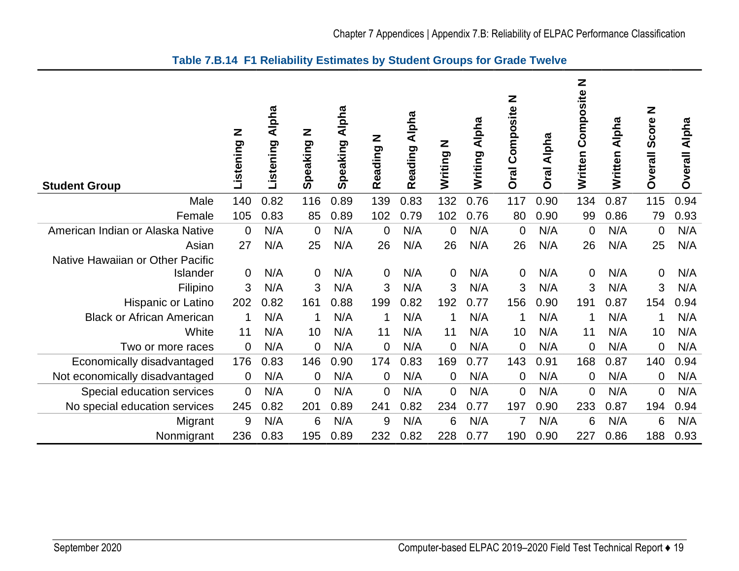### Table 7.B.14 F1 Reliability Estimates by Student Groups for Grade Twelve

| Student Group | Listening N | Listening Alpha | Speaking N | Speaking Alpha | Reading N | Reading Alpha | Writing N | Writing Alpha | Oral Composite N | Oral Alpha | Written Composite N | Written Alpha | Overall Score N | Overall Alpha |
|---|---|---|---|---|---|---|---|---|---|---|---|---|---|---|
| Male | 140 | 0.82 | 116 | 0.89 | 139 | 0.83 | 132 | 0.76 | 117 | 0.90 | 134 | 0.87 | 115 | 0.94 |
| Female | 105 | 0.83 | 85 | 0.89 | 102 | 0.79 | 102 | 0.76 | 80 | 0.90 | 99 | 0.86 | 79 | 0.93 |
| American Indian or Alaska Native | 0 | N/A | 0 | N/A | 0 | N/A | 0 | N/A | 0 | N/A | 0 | N/A | 0 | N/A |
| Asian | 27 | N/A | 25 | N/A | 26 | N/A | 26 | N/A | 26 | N/A | 26 | N/A | 25 | N/A |
| Native Hawaiian or Other Pacific Islander | 0 | N/A | 0 | N/A | 0 | N/A | 0 | N/A | 0 | N/A | 0 | N/A | 0 | N/A |
| Filipino | 3 | N/A | 3 | N/A | 3 | N/A | 3 | N/A | 3 | N/A | 3 | N/A | 3 | N/A |
| Hispanic or Latino | 202 | 0.82 | 161 | 0.88 | 199 | 0.82 | 192 | 0.77 | 156 | 0.90 | 191 | 0.87 | 154 | 0.94 |
| Black or African American | 1 | N/A | 1 | N/A | 1 | N/A | 1 | N/A | 1 | N/A | 1 | N/A | 1 | N/A |
| White | 11 | N/A | 10 | N/A | 11 | N/A | 11 | N/A | 10 | N/A | 11 | N/A | 10 | N/A |
| Two or more races | 0 | N/A | 0 | N/A | 0 | N/A | 0 | N/A | 0 | N/A | 0 | N/A | 0 | N/A |
| Economically disadvantaged | 176 | 0.83 | 146 | 0.90 | 174 | 0.83 | 169 | 0.77 | 143 | 0.91 | 168 | 0.87 | 140 | 0.94 |
| Not economically disadvantaged | 0 | N/A | 0 | N/A | 0 | N/A | 0 | N/A | 0 | N/A | 0 | N/A | 0 | N/A |
| Special education services | 0 | N/A | 0 | N/A | 0 | N/A | 0 | N/A | 0 | N/A | 0 | N/A | 0 | N/A |
| No special education services | 245 | 0.82 | 201 | 0.89 | 241 | 0.82 | 234 | 0.77 | 197 | 0.90 | 233 | 0.87 | 194 | 0.94 |
| Migrant | 9 | N/A | 6 | N/A | 9 | N/A | 6 | N/A | 7 | N/A | 6 | N/A | 6 | N/A |
| Nonmigrant | 236 | 0.83 | 195 | 0.89 | 232 | 0.82 | 228 | 0.77 | 190 | 0.90 | 227 | 0.86 | 188 | 0.93 |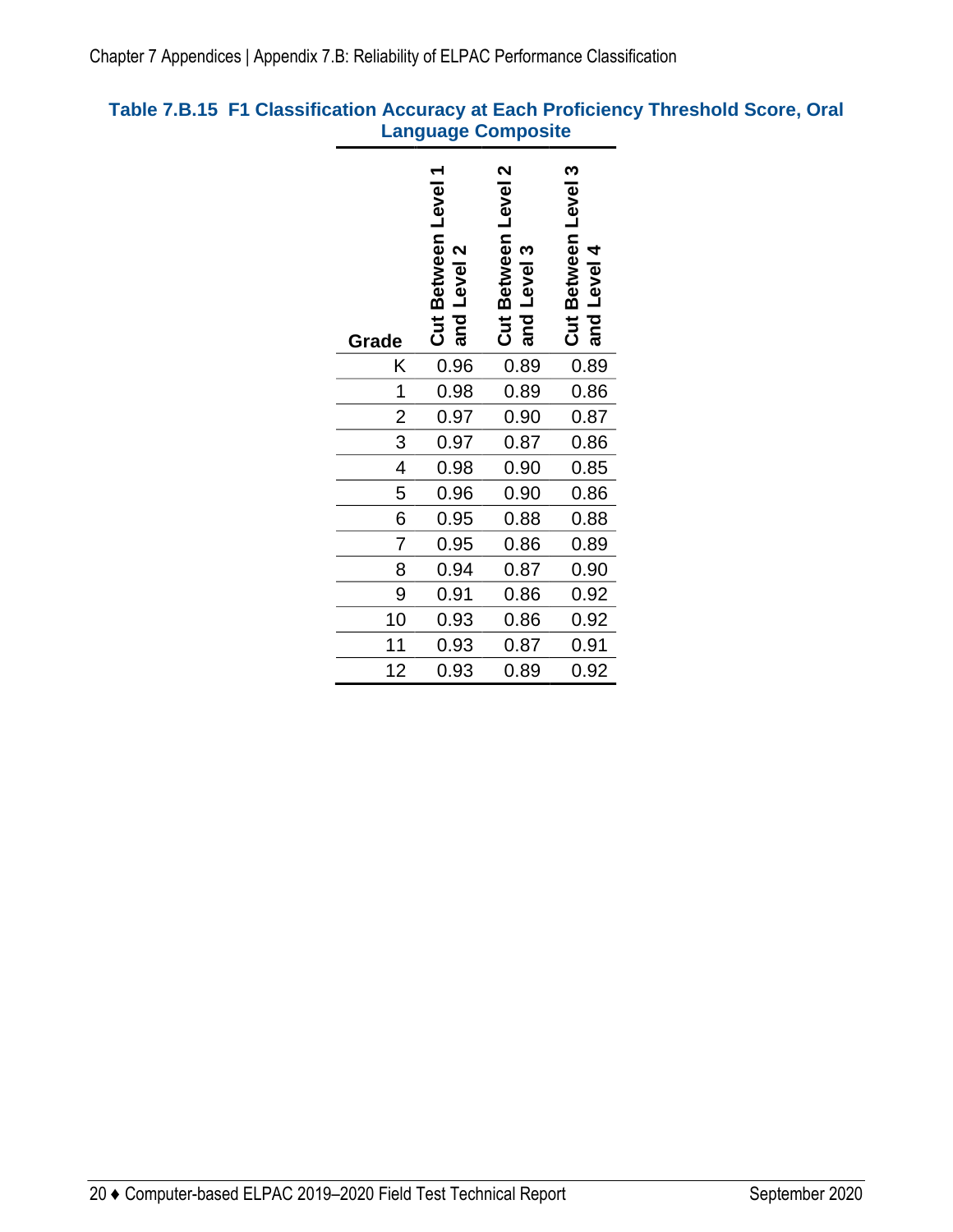### Table 7.B.15 F1 Classification Accuracy at Each Proficiency Threshold Score, Oral Language Composite

| Grade | Cut Between Level 1 and Level 2 | Cut Between Level 2 and Level 3 | Cut Between Level 3 and Level 4 |
|---|---|---|---|
| K | 0.96 | 0.89 | 0.89 |
| 1 | 0.98 | 0.89 | 0.86 |
| 2 | 0.97 | 0.90 | 0.87 |
| 3 | 0.97 | 0.87 | 0.86 |
| 4 | 0.98 | 0.90 | 0.85 |
| 5 | 0.96 | 0.90 | 0.86 |
| 6 | 0.95 | 0.88 | 0.88 |
| 7 | 0.95 | 0.86 | 0.89 |
| 8 | 0.94 | 0.87 | 0.90 |
| 9 | 0.91 | 0.86 | 0.92 |
| 10 | 0.93 | 0.86 | 0.92 |
| 11 | 0.93 | 0.87 | 0.91 |
| 12 | 0.93 | 0.89 | 0.92 |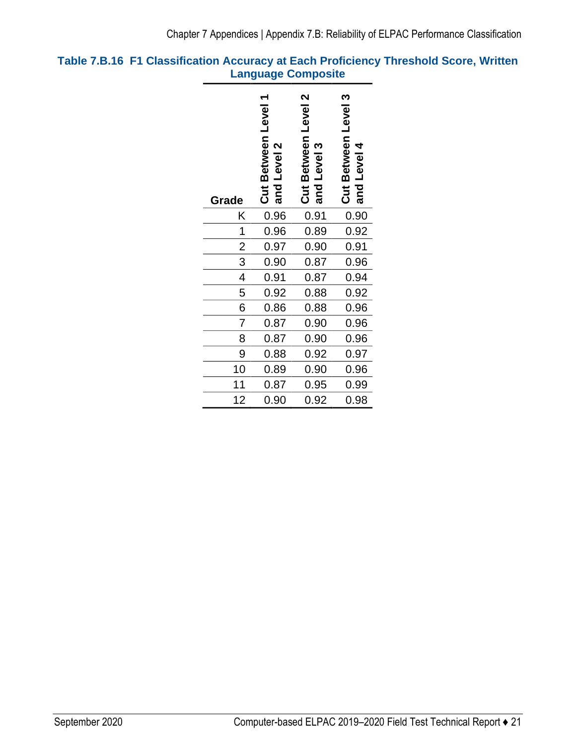**Table 7.B.16 F1 Classification Accuracy at Each Proficiency Threshold Score, Written Language Composite**

| Grade | Cut Between Level 1 and Level 2 | Cut Between Level 2 and Level 3 | Cut Between Level 3 and Level 4 |
|---|---|---|---|
| K | 0.96 | 0.91 | 0.90 |
| 1 | 0.96 | 0.89 | 0.92 |
| 2 | 0.97 | 0.90 | 0.91 |
| 3 | 0.90 | 0.87 | 0.96 |
| 4 | 0.91 | 0.87 | 0.94 |
| 5 | 0.92 | 0.88 | 0.92 |
| 6 | 0.86 | 0.88 | 0.96 |
| 7 | 0.87 | 0.90 | 0.96 |
| 8 | 0.87 | 0.90 | 0.96 |
| 9 | 0.88 | 0.92 | 0.97 |
| 10 | 0.89 | 0.90 | 0.96 |
| 11 | 0.87 | 0.95 | 0.99 |
| 12 | 0.90 | 0.92 | 0.98 |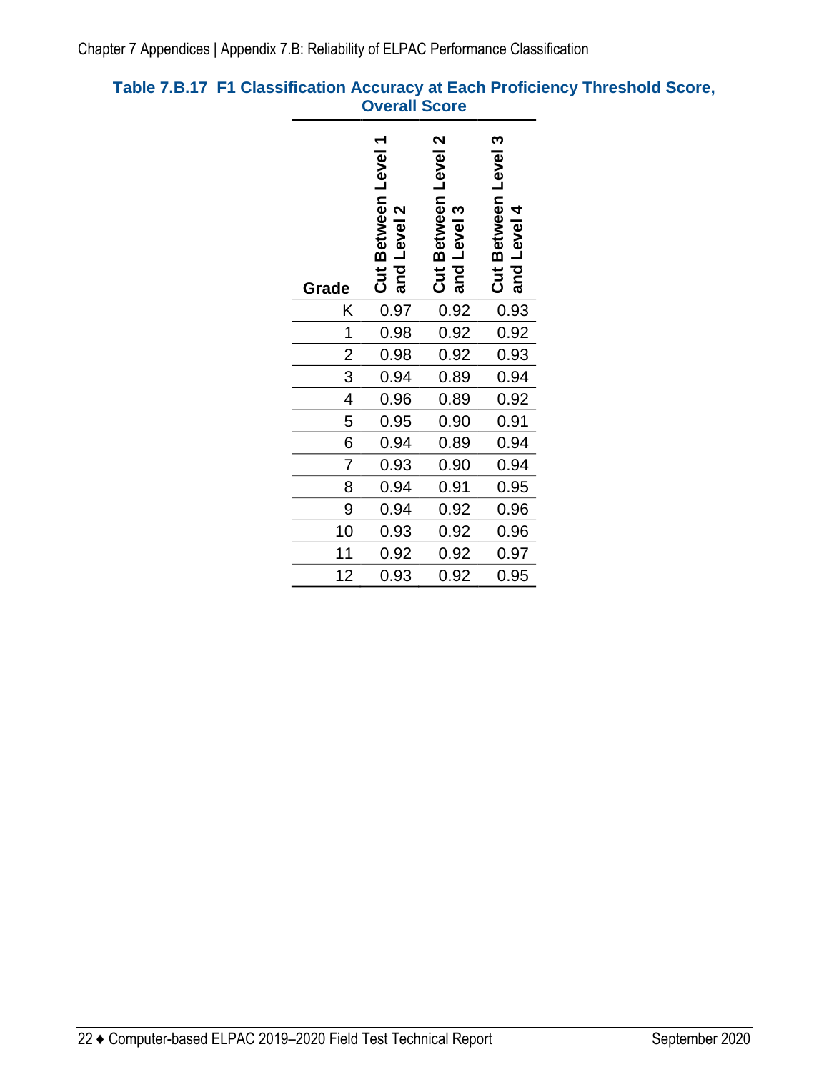### Table 7.B.17  F1 Classification Accuracy at Each Proficiency Threshold Score, Overall Score

| Grade | Cut Between Level 1 and Level 2 | Cut Between Level 2 and Level 3 | Cut Between Level 3 and Level 4 |
|---|---|---|---|
| K | 0.97 | 0.92 | 0.93 |
| 1 | 0.98 | 0.92 | 0.92 |
| 2 | 0.98 | 0.92 | 0.93 |
| 3 | 0.94 | 0.89 | 0.94 |
| 4 | 0.96 | 0.89 | 0.92 |
| 5 | 0.95 | 0.90 | 0.91 |
| 6 | 0.94 | 0.89 | 0.94 |
| 7 | 0.93 | 0.90 | 0.94 |
| 8 | 0.94 | 0.91 | 0.95 |
| 9 | 0.94 | 0.92 | 0.96 |
| 10 | 0.93 | 0.92 | 0.96 |
| 11 | 0.92 | 0.92 | 0.97 |
| 12 | 0.93 | 0.92 | 0.95 |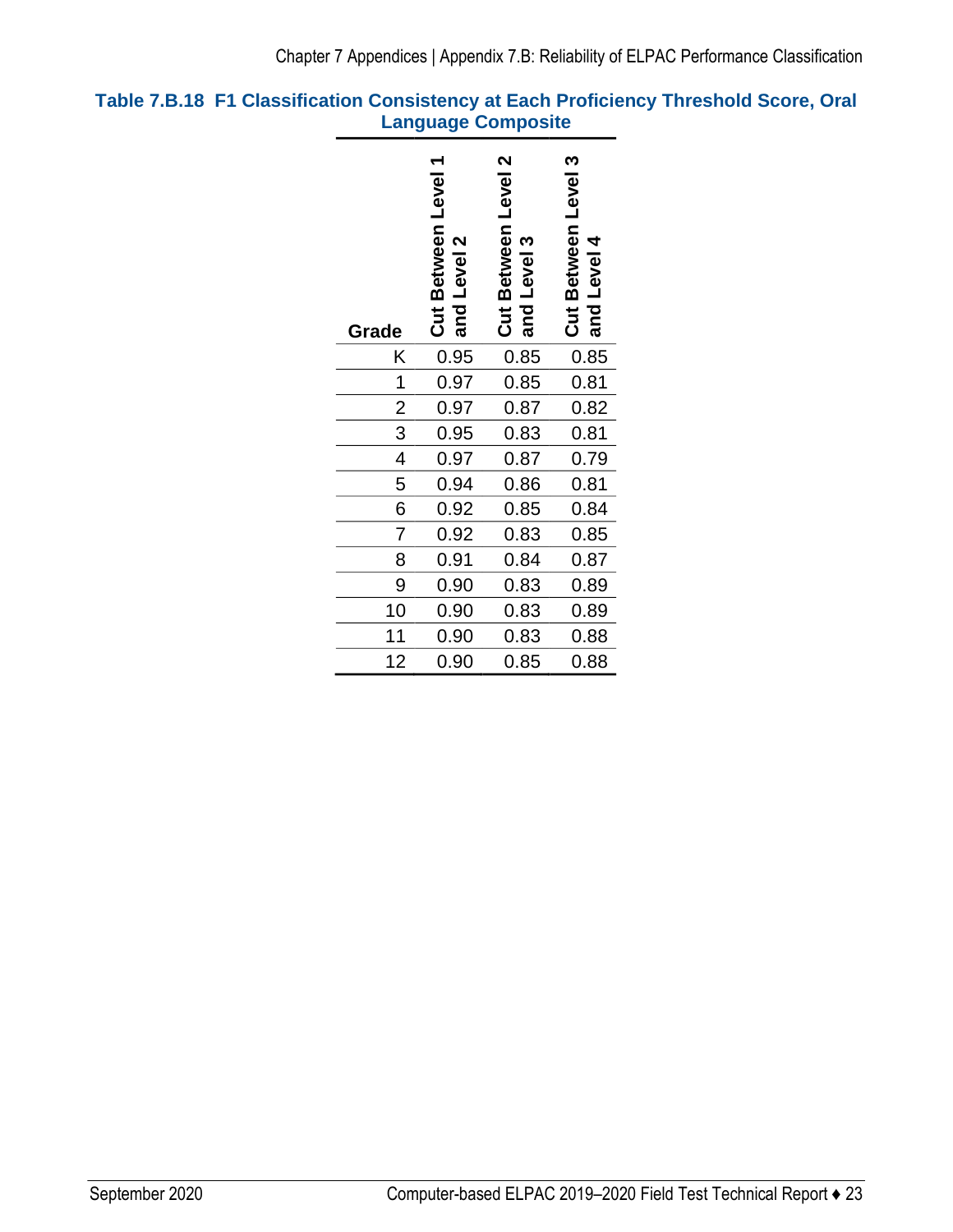### Table 7.B.18 F1 Classification Consistency at Each Proficiency Threshold Score, Oral Language Composite

| Grade | Cut Between Level 1 and Level 2 | Cut Between Level 2 and Level 3 | Cut Between Level 3 and Level 4 |
|---|---|---|---|
| K | 0.95 | 0.85 | 0.85 |
| 1 | 0.97 | 0.85 | 0.81 |
| 2 | 0.97 | 0.87 | 0.82 |
| 3 | 0.95 | 0.83 | 0.81 |
| 4 | 0.97 | 0.87 | 0.79 |
| 5 | 0.94 | 0.86 | 0.81 |
| 6 | 0.92 | 0.85 | 0.84 |
| 7 | 0.92 | 0.83 | 0.85 |
| 8 | 0.91 | 0.84 | 0.87 |
| 9 | 0.90 | 0.83 | 0.89 |
| 10 | 0.90 | 0.83 | 0.89 |
| 11 | 0.90 | 0.83 | 0.88 |
| 12 | 0.90 | 0.85 | 0.88 |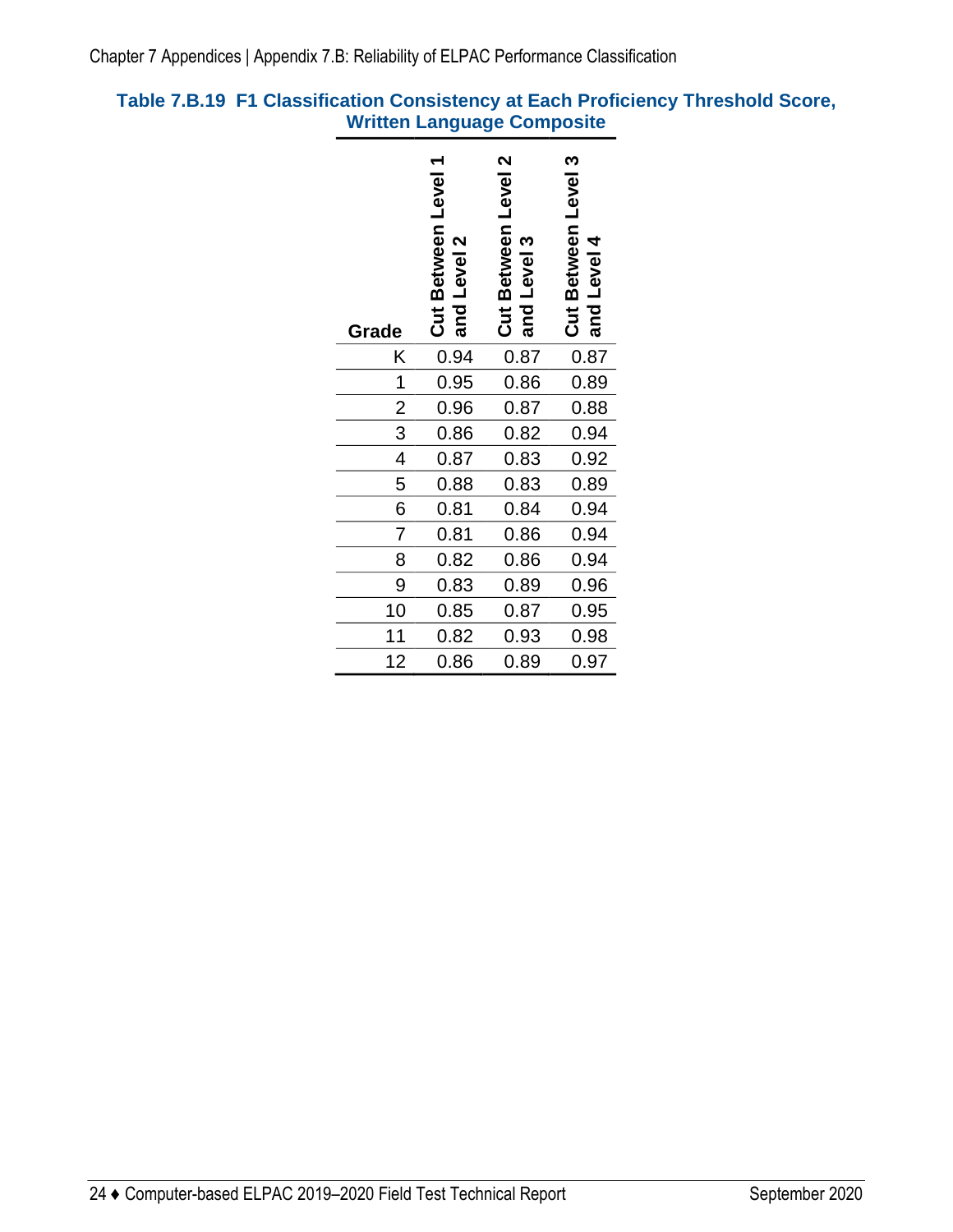### Table 7.B.19 F1 Classification Consistency at Each Proficiency Threshold Score, Written Language Composite

| Grade | Cut Between Level 1 and Level 2 | Cut Between Level 2 and Level 3 | Cut Between Level 3 and Level 4 |
|---|---|---|---|
| K | 0.94 | 0.87 | 0.87 |
| 1 | 0.95 | 0.86 | 0.89 |
| 2 | 0.96 | 0.87 | 0.88 |
| 3 | 0.86 | 0.82 | 0.94 |
| 4 | 0.87 | 0.83 | 0.92 |
| 5 | 0.88 | 0.83 | 0.89 |
| 6 | 0.81 | 0.84 | 0.94 |
| 7 | 0.81 | 0.86 | 0.94 |
| 8 | 0.82 | 0.86 | 0.94 |
| 9 | 0.83 | 0.89 | 0.96 |
| 10 | 0.85 | 0.87 | 0.95 |
| 11 | 0.82 | 0.93 | 0.98 |
| 12 | 0.86 | 0.89 | 0.97 |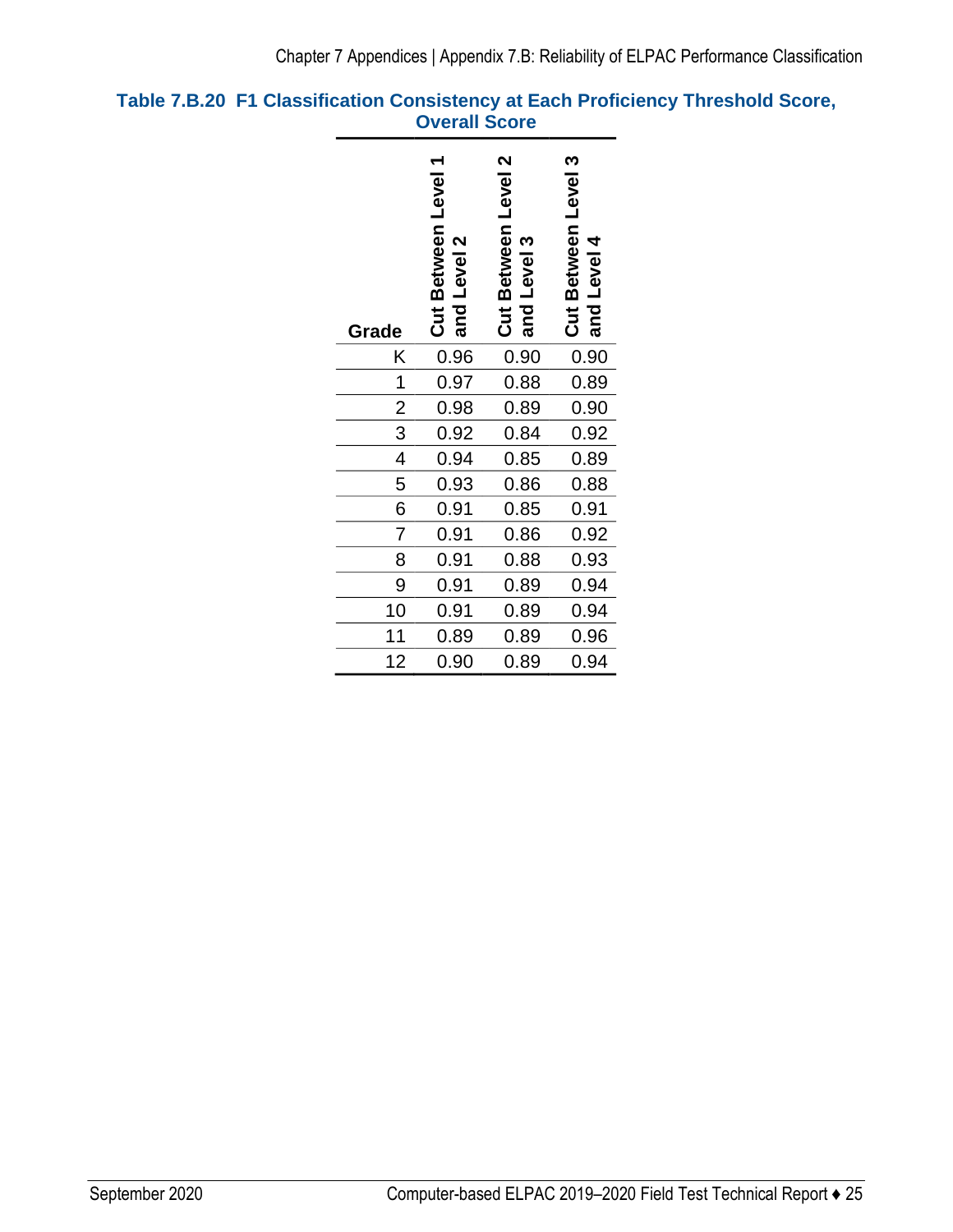**Table 7.B.20 F1 Classification Consistency at Each Proficiency Threshold Score, Overall Score**

| Grade | Cut Between Level 1 and Level 2 | Cut Between Level 2 and Level 3 | Cut Between Level 3 and Level 4 |
|---|---|---|---|
| K | 0.96 | 0.90 | 0.90 |
| 1 | 0.97 | 0.88 | 0.89 |
| 2 | 0.98 | 0.89 | 0.90 |
| 3 | 0.92 | 0.84 | 0.92 |
| 4 | 0.94 | 0.85 | 0.89 |
| 5 | 0.93 | 0.86 | 0.88 |
| 6 | 0.91 | 0.85 | 0.91 |
| 7 | 0.91 | 0.86 | 0.92 |
| 8 | 0.91 | 0.88 | 0.93 |
| 9 | 0.91 | 0.89 | 0.94 |
| 10 | 0.91 | 0.89 | 0.94 |
| 11 | 0.89 | 0.89 | 0.96 |
| 12 | 0.90 | 0.89 | 0.94 |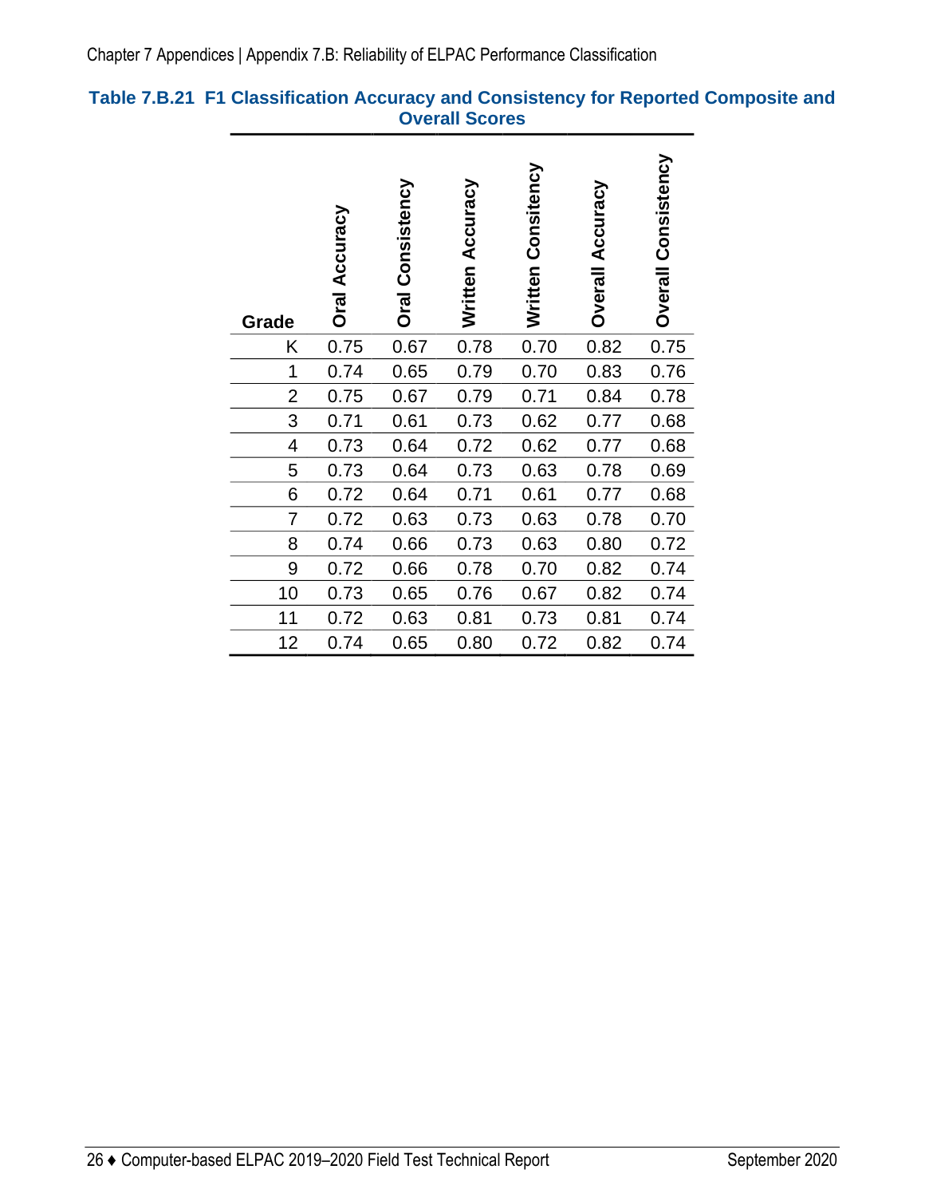**Table 7.B.21 F1 Classification Accuracy and Consistency for Reported Composite and Overall Scores**

| Grade | Oral Accuracy | Oral Consistency | Written Accuracy | Written Consitency | Overall Accuracy | Overall Consistency |
|---|---|---|---|---|---|---|
| K | 0.75 | 0.67 | 0.78 | 0.70 | 0.82 | 0.75 |
| 1 | 0.74 | 0.65 | 0.79 | 0.70 | 0.83 | 0.76 |
| 2 | 0.75 | 0.67 | 0.79 | 0.71 | 0.84 | 0.78 |
| 3 | 0.71 | 0.61 | 0.73 | 0.62 | 0.77 | 0.68 |
| 4 | 0.73 | 0.64 | 0.72 | 0.62 | 0.77 | 0.68 |
| 5 | 0.73 | 0.64 | 0.73 | 0.63 | 0.78 | 0.69 |
| 6 | 0.72 | 0.64 | 0.71 | 0.61 | 0.77 | 0.68 |
| 7 | 0.72 | 0.63 | 0.73 | 0.63 | 0.78 | 0.70 |
| 8 | 0.74 | 0.66 | 0.73 | 0.63 | 0.80 | 0.72 |
| 9 | 0.72 | 0.66 | 0.78 | 0.70 | 0.82 | 0.74 |
| 10 | 0.73 | 0.65 | 0.76 | 0.67 | 0.82 | 0.74 |
| 11 | 0.72 | 0.63 | 0.81 | 0.73 | 0.81 | 0.74 |
| 12 | 0.74 | 0.65 | 0.80 | 0.72 | 0.82 | 0.74 |